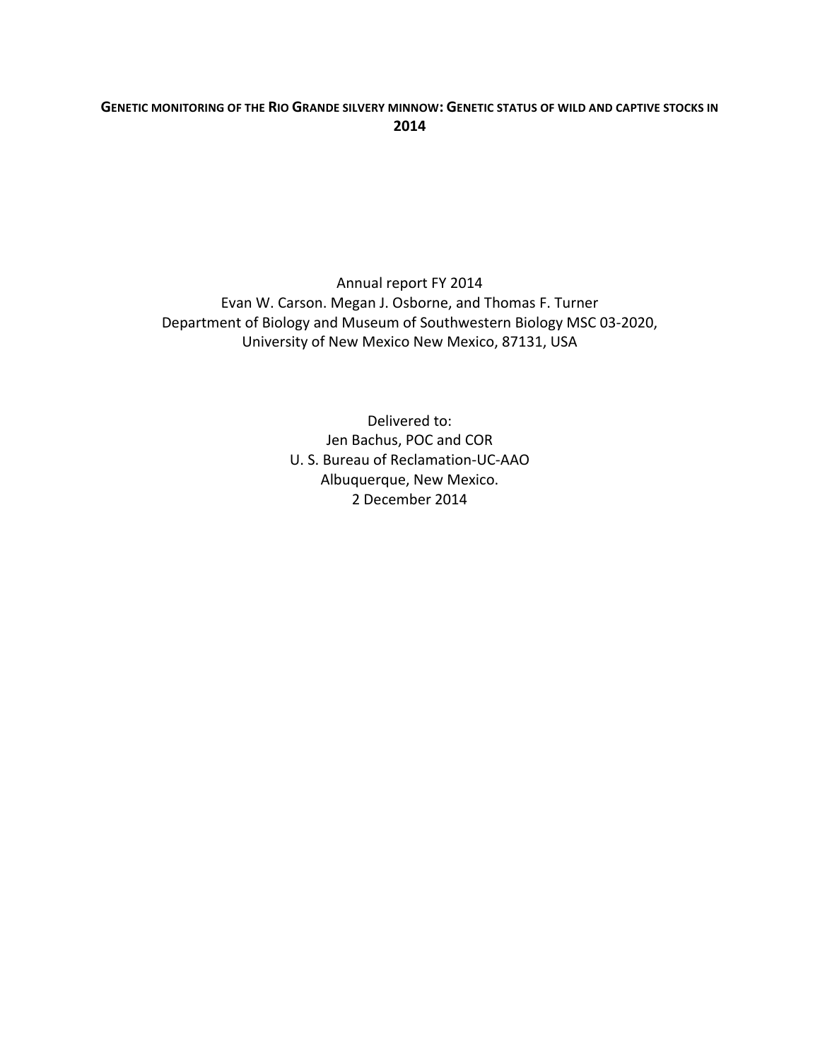# GENETIC MONITORING OF THE RIO GRANDE SILVERY MINNOW: GENETIC STATUS OF WILD AND CAPTIVE STOCKS IN 2014

Annual report FY 2014

Evan W. Carson. Megan J. Osborne, and Thomas F. Turner

Department of Biology and Museum of Southwestern Biology MSC 03-2020,

University of New Mexico New Mexico, 87131, USA

Delivered to:

Jen Bachus, POC and COR

U. S. Bureau of Reclamation-UC-AAO

Albuquerque, New Mexico.

2 December 2014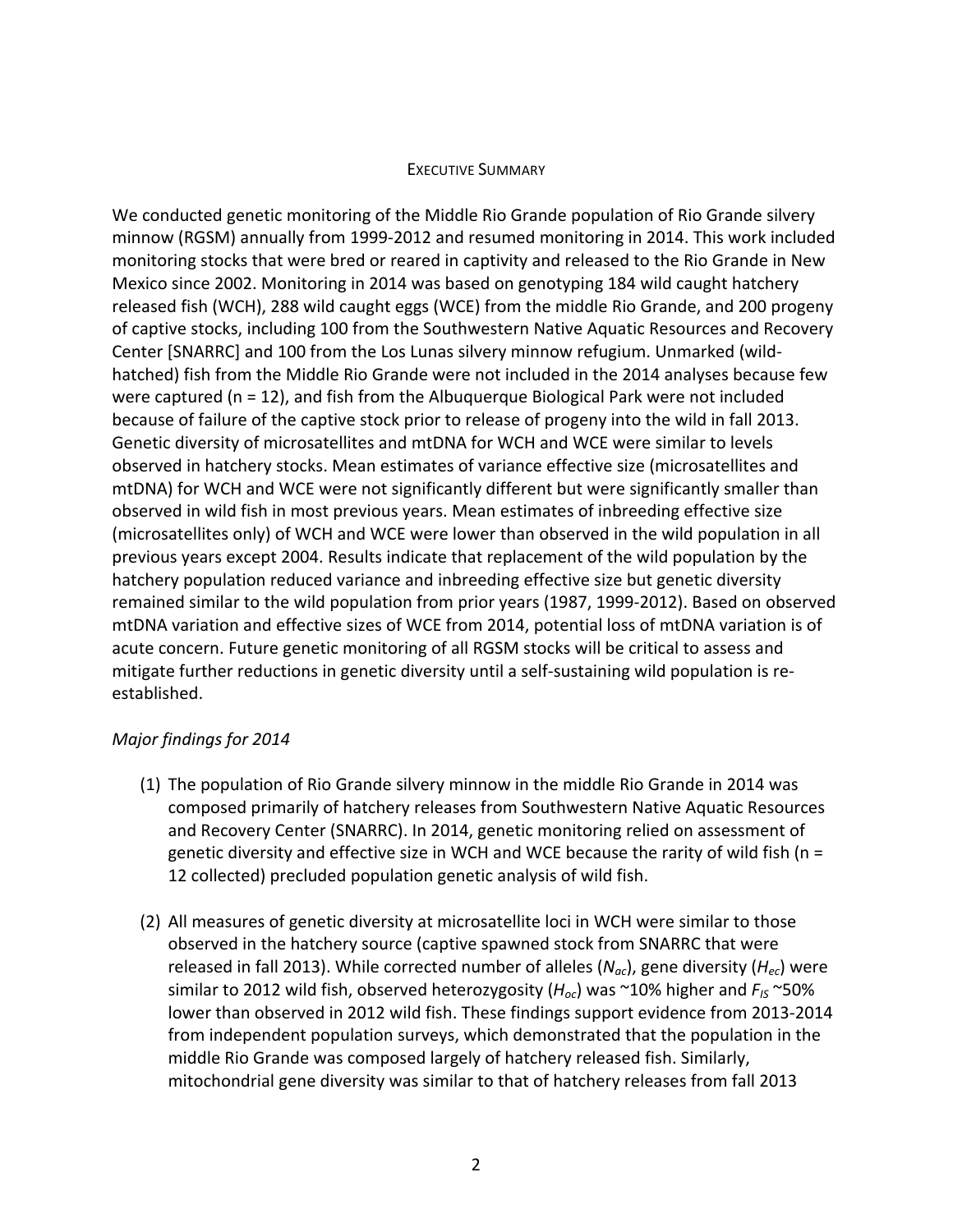## Executive Summary

We conducted genetic monitoring of the Middle Rio Grande population of Rio Grande silvery minnow (RGSM) annually from 1999-2012 and resumed monitoring in 2014. This work included monitoring stocks that were bred or reared in captivity and released to the Rio Grande in New Mexico since 2002. Monitoring in 2014 was based on genotyping 184 wild caught hatchery released fish (WCH), 288 wild caught eggs (WCE) from the middle Rio Grande, and 200 progeny of captive stocks, including 100 from the Southwestern Native Aquatic Resources and Recovery Center [SNARRC] and 100 from the Los Lunas silvery minnow refugium. Unmarked (wild-hatched) fish from the Middle Rio Grande were not included in the 2014 analyses because few were captured (n = 12), and fish from the Albuquerque Biological Park were not included because of failure of the captive stock prior to release of progeny into the wild in fall 2013. Genetic diversity of microsatellites and mtDNA for WCH and WCE were similar to levels observed in hatchery stocks. Mean estimates of variance effective size (microsatellites and mtDNA) for WCH and WCE were not significantly different but were significantly smaller than observed in wild fish in most previous years. Mean estimates of inbreeding effective size (microsatellites only) of WCH and WCE were lower than observed in the wild population in all previous years except 2004. Results indicate that replacement of the wild population by the hatchery population reduced variance and inbreeding effective size but genetic diversity remained similar to the wild population from prior years (1987, 1999-2012). Based on observed mtDNA variation and effective sizes of WCE from 2014, potential loss of mtDNA variation is of acute concern. Future genetic monitoring of all RGSM stocks will be critical to assess and mitigate further reductions in genetic diversity until a self-sustaining wild population is re-established.

*Major findings for 2014*

(1) The population of Rio Grande silvery minnow in the middle Rio Grande in 2014 was composed primarily of hatchery releases from Southwestern Native Aquatic Resources and Recovery Center (SNARRC). In 2014, genetic monitoring relied on assessment of genetic diversity and effective size in WCH and WCE because the rarity of wild fish (n = 12 collected) precluded population genetic analysis of wild fish.

(2) All measures of genetic diversity at microsatellite loci in WCH were similar to those observed in the hatchery source (captive spawned stock from SNARRC that were released in fall 2013). While corrected number of alleles ($N_{ac}$), gene diversity ($H_{ec}$) were similar to 2012 wild fish, observed heterozygosity ($H_{oc}$) was ~10% higher and $F_{IS}$ ~50% lower than observed in 2012 wild fish. These findings support evidence from 2013-2014 from independent population surveys, which demonstrated that the population in the middle Rio Grande was composed largely of hatchery released fish. Similarly, mitochondrial gene diversity was similar to that of hatchery releases from fall 2013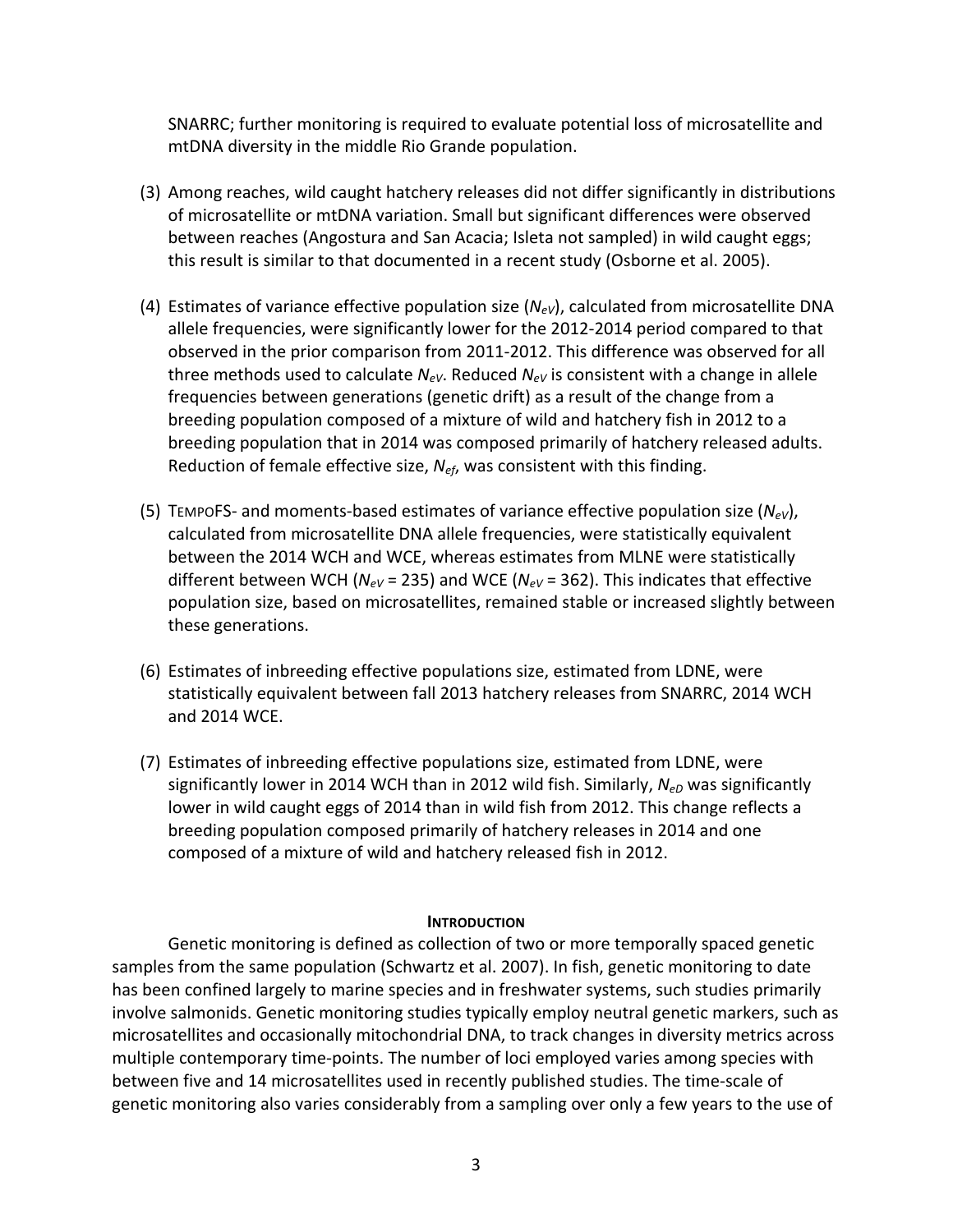SNARRC; further monitoring is required to evaluate potential loss of microsatellite and mtDNA diversity in the middle Rio Grande population.

(3) Among reaches, wild caught hatchery releases did not differ significantly in distributions of microsatellite or mtDNA variation. Small but significant differences were observed between reaches (Angostura and San Acacia; Isleta not sampled) in wild caught eggs; this result is similar to that documented in a recent study (Osborne et al. 2005).

(4) Estimates of variance effective population size ($N_{eV}$), calculated from microsatellite DNA allele frequencies, were significantly lower for the 2012-2014 period compared to that observed in the prior comparison from 2011-2012. This difference was observed for all three methods used to calculate $N_{eV}$. Reduced $N_{eV}$ is consistent with a change in allele frequencies between generations (genetic drift) as a result of the change from a breeding population composed of a mixture of wild and hatchery fish in 2012 to a breeding population that in 2014 was composed primarily of hatchery released adults. Reduction of female effective size, $N_{ef}$, was consistent with this finding.

(5) TEMPOFS- and moments-based estimates of variance effective population size ($N_{eV}$), calculated from microsatellite DNA allele frequencies, were statistically equivalent between the 2014 WCH and WCE, whereas estimates from MLNE were statistically different between WCH ($N_{eV}$ = 235) and WCE ($N_{eV}$ = 362). This indicates that effective population size, based on microsatellites, remained stable or increased slightly between these generations.

(6) Estimates of inbreeding effective populations size, estimated from LDNE, were statistically equivalent between fall 2013 hatchery releases from SNARRC, 2014 WCH and 2014 WCE.

(7) Estimates of inbreeding effective populations size, estimated from LDNE, were significantly lower in 2014 WCH than in 2012 wild fish. Similarly, $N_{eD}$ was significantly lower in wild caught eggs of 2014 than in wild fish from 2012. This change reflects a breeding population composed primarily of hatchery releases in 2014 and one composed of a mixture of wild and hatchery released fish in 2012.

## INTRODUCTION

Genetic monitoring is defined as collection of two or more temporally spaced genetic samples from the same population (Schwartz et al. 2007). In fish, genetic monitoring to date has been confined largely to marine species and in freshwater systems, such studies primarily involve salmonids. Genetic monitoring studies typically employ neutral genetic markers, such as microsatellites and occasionally mitochondrial DNA, to track changes in diversity metrics across multiple contemporary time-points. The number of loci employed varies among species with between five and 14 microsatellites used in recently published studies. The time-scale of genetic monitoring also varies considerably from a sampling over only a few years to the use of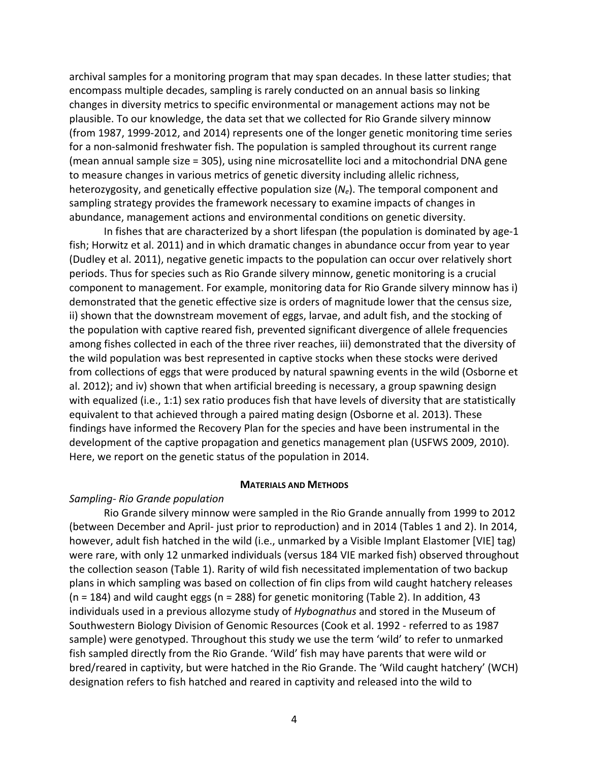archival samples for a monitoring program that may span decades. In these latter studies; that encompass multiple decades, sampling is rarely conducted on an annual basis so linking changes in diversity metrics to specific environmental or management actions may not be plausible. To our knowledge, the data set that we collected for Rio Grande silvery minnow (from 1987, 1999-2012, and 2014) represents one of the longer genetic monitoring time series for a non-salmonid freshwater fish. The population is sampled throughout its current range (mean annual sample size = 305), using nine microsatellite loci and a mitochondrial DNA gene to measure changes in various metrics of genetic diversity including allelic richness, heterozygosity, and genetically effective population size ($N_e$). The temporal component and sampling strategy provides the framework necessary to examine impacts of changes in abundance, management actions and environmental conditions on genetic diversity.

In fishes that are characterized by a short lifespan (the population is dominated by age-1 fish; Horwitz et al. 2011) and in which dramatic changes in abundance occur from year to year (Dudley et al. 2011), negative genetic impacts to the population can occur over relatively short periods. Thus for species such as Rio Grande silvery minnow, genetic monitoring is a crucial component to management. For example, monitoring data for Rio Grande silvery minnow has i) demonstrated that the genetic effective size is orders of magnitude lower that the census size, ii) shown that the downstream movement of eggs, larvae, and adult fish, and the stocking of the population with captive reared fish, prevented significant divergence of allele frequencies among fishes collected in each of the three river reaches, iii) demonstrated that the diversity of the wild population was best represented in captive stocks when these stocks were derived from collections of eggs that were produced by natural spawning events in the wild (Osborne et al. 2012); and iv) shown that when artificial breeding is necessary, a group spawning design with equalized (i.e., 1:1) sex ratio produces fish that have levels of diversity that are statistically equivalent to that achieved through a paired mating design (Osborne et al. 2013). These findings have informed the Recovery Plan for the species and have been instrumental in the development of the captive propagation and genetics management plan (USFWS 2009, 2010). Here, we report on the genetic status of the population in 2014.

## MATERIALS AND METHODS

*Sampling- Rio Grande population*

Rio Grande silvery minnow were sampled in the Rio Grande annually from 1999 to 2012 (between December and April- just prior to reproduction) and in 2014 (Tables 1 and 2). In 2014, however, adult fish hatched in the wild (i.e., unmarked by a Visible Implant Elastomer [VIE] tag) were rare, with only 12 unmarked individuals (versus 184 VIE marked fish) observed throughout the collection season (Table 1). Rarity of wild fish necessitated implementation of two backup plans in which sampling was based on collection of fin clips from wild caught hatchery releases (n = 184) and wild caught eggs (n = 288) for genetic monitoring (Table 2). In addition, 43 individuals used in a previous allozyme study of *Hybognathus* and stored in the Museum of Southwestern Biology Division of Genomic Resources (Cook et al. 1992 - referred to as 1987 sample) were genotyped. Throughout this study we use the term 'wild' to refer to unmarked fish sampled directly from the Rio Grande. 'Wild' fish may have parents that were wild or bred/reared in captivity, but were hatched in the Rio Grande. The 'Wild caught hatchery' (WCH) designation refers to fish hatched and reared in captivity and released into the wild to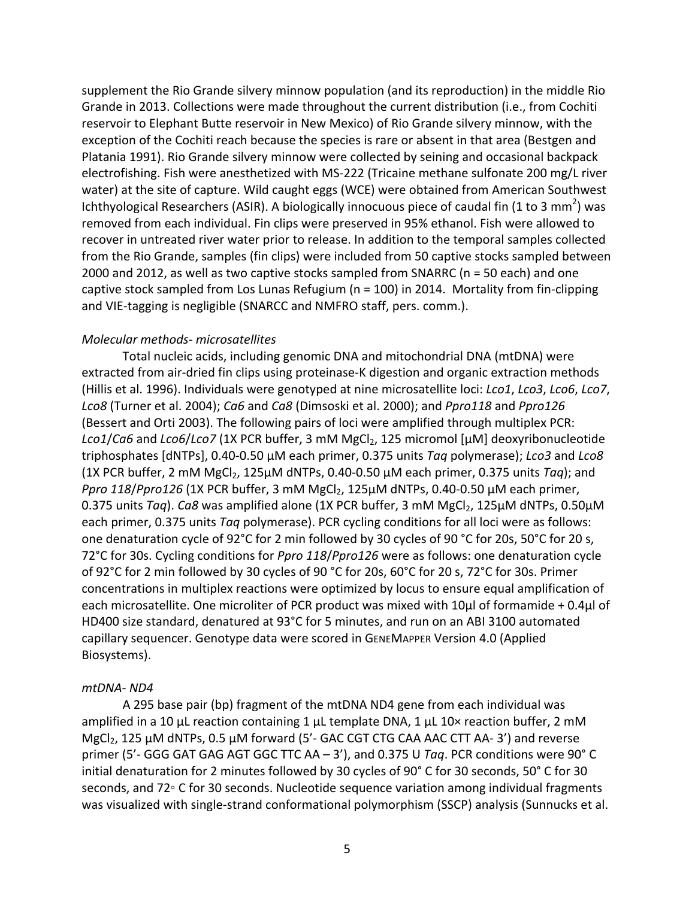supplement the Rio Grande silvery minnow population (and its reproduction) in the middle Rio Grande in 2013. Collections were made throughout the current distribution (i.e., from Cochiti reservoir to Elephant Butte reservoir in New Mexico) of Rio Grande silvery minnow, with the exception of the Cochiti reach because the species is rare or absent in that area (Bestgen and Platania 1991). Rio Grande silvery minnow were collected by seining and occasional backpack electrofishing. Fish were anesthetized with MS-222 (Tricaine methane sulfonate 200 mg/L river water) at the site of capture. Wild caught eggs (WCE) were obtained from American Southwest Ichthyological Researchers (ASIR). A biologically innocuous piece of caudal fin (1 to 3 $mm^2$) was removed from each individual. Fin clips were preserved in 95% ethanol. Fish were allowed to recover in untreated river water prior to release. In addition to the temporal samples collected from the Rio Grande, samples (fin clips) were included from 50 captive stocks sampled between 2000 and 2012, as well as two captive stocks sampled from SNARRC (n = 50 each) and one captive stock sampled from Los Lunas Refugium (n = 100) in 2014. Mortality from fin-clipping and VIE-tagging is negligible (SNARCC and NMFRO staff, pers. comm.).

*Molecular methods- microsatellites*

Total nucleic acids, including genomic DNA and mitochondrial DNA (mtDNA) were extracted from air-dried fin clips using proteinase-K digestion and organic extraction methods (Hillis et al. 1996). Individuals were genotyped at nine microsatellite loci: *Lco1*, *Lco3*, *Lco6*, *Lco7*, *Lco8* (Turner et al. 2004); *Ca6* and *Ca8* (Dimsoski et al. 2000); and *Ppro118* and *Ppro126* (Bessert and Orti 2003). The following pairs of loci were amplified through multiplex PCR: *Lco1*/*Ca6* and *Lco6*/*Lco7* (1X PCR buffer, 3 mM $MgCl_2$, 125 micromol [μM] deoxyribonucleotide triphosphates [dNTPs], 0.40-0.50 μM each primer, 0.375 units *Taq* polymerase); *Lco3* and *Lco8* (1X PCR buffer, 2 mM $MgCl_2$, 125μM dNTPs, 0.40-0.50 μM each primer, 0.375 units *Taq*); and *Ppro 118*/*Ppro126* (1X PCR buffer, 3 mM $MgCl_2$, 125μM dNTPs, 0.40-0.50 μM each primer, 0.375 units *Taq*). *Ca8* was amplified alone (1X PCR buffer, 3 mM $MgCl_2$, 125μM dNTPs, 0.50μM each primer, 0.375 units *Taq* polymerase). PCR cycling conditions for all loci were as follows: one denaturation cycle of 92°C for 2 min followed by 30 cycles of 90 °C for 20s, 50°C for 20 s, 72°C for 30s. Cycling conditions for *Ppro 118*/*Ppro126* were as follows: one denaturation cycle of 92°C for 2 min followed by 30 cycles of 90 °C for 20s, 60°C for 20 s, 72°C for 30s. Primer concentrations in multiplex reactions were optimized by locus to ensure equal amplification of each microsatellite. One microliter of PCR product was mixed with 10μl of formamide + 0.4μl of HD400 size standard, denatured at 93°C for 5 minutes, and run on an ABI 3100 automated capillary sequencer. Genotype data were scored in GeneMapper Version 4.0 (Applied Biosystems).

*mtDNA- ND4*

A 295 base pair (bp) fragment of the mtDNA ND4 gene from each individual was amplified in a 10 μL reaction containing 1 μL template DNA, 1 μL 10× reaction buffer, 2 mM $MgCl_2$, 125 μM dNTPs, 0.5 μM forward (5'- GAC CGT CTG CAA AAC CTT AA- 3') and reverse primer (5'- GGG GAT GAG AGT GGC TTC AA – 3'), and 0.375 U *Taq*. PCR conditions were 90° C initial denaturation for 2 minutes followed by 30 cycles of 90° C for 30 seconds, 50° C for 30 seconds, and 72◦ C for 30 seconds. Nucleotide sequence variation among individual fragments was visualized with single-strand conformational polymorphism (SSCP) analysis (Sunnucks et al.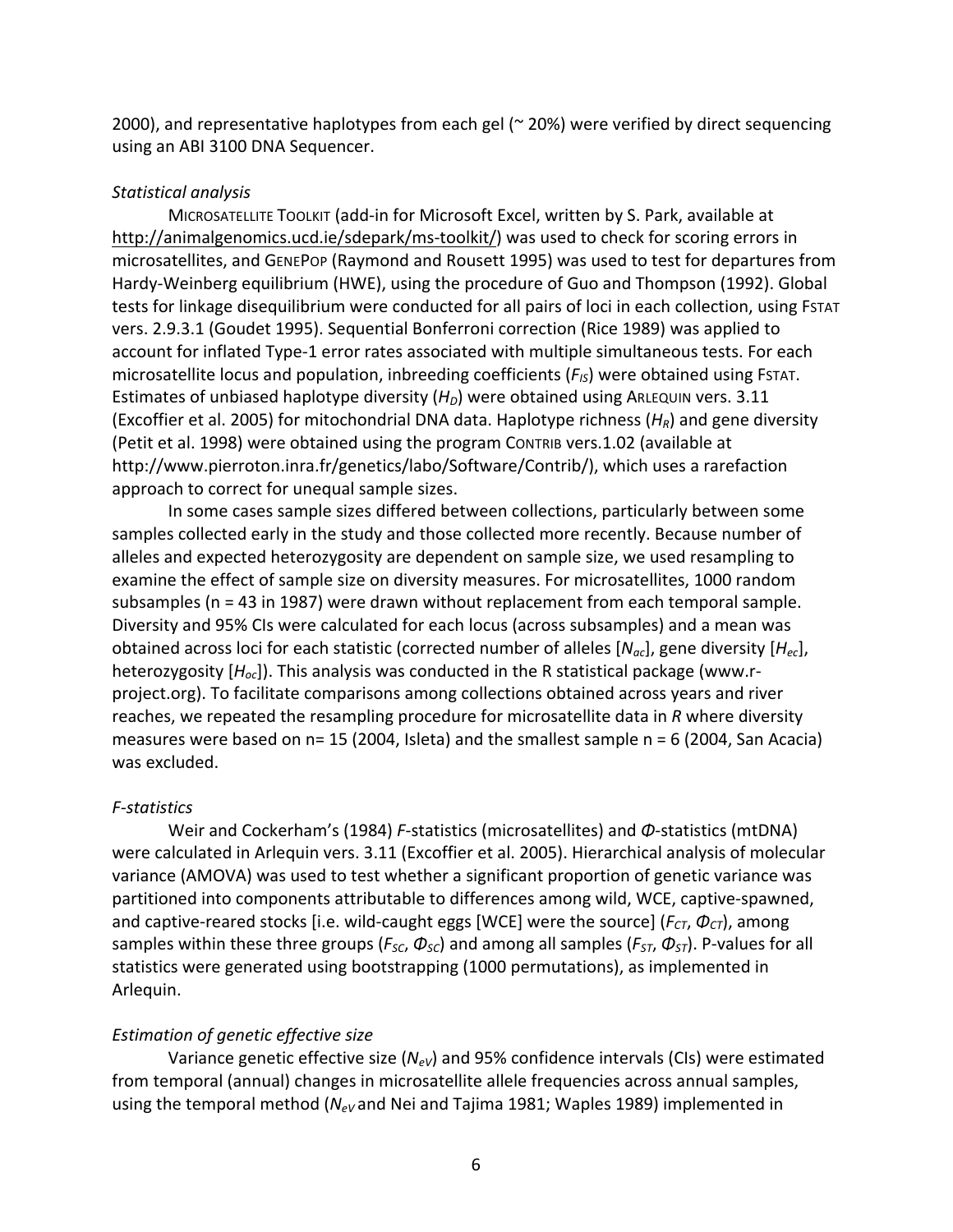2000), and representative haplotypes from each gel (~ 20%) were verified by direct sequencing using an ABI 3100 DNA Sequencer.

*Statistical analysis*

MICROSATELLITE TOOLKIT (add-in for Microsoft Excel, written by S. Park, available at http://animalgenomics.ucd.ie/sdepark/ms-toolkit/) was used to check for scoring errors in microsatellites, and GENEPOP (Raymond and Rousett 1995) was used to test for departures from Hardy-Weinberg equilibrium (HWE), using the procedure of Guo and Thompson (1992). Global tests for linkage disequilibrium were conducted for all pairs of loci in each collection, using FSTAT vers. 2.9.3.1 (Goudet 1995). Sequential Bonferroni correction (Rice 1989) was applied to account for inflated Type-1 error rates associated with multiple simultaneous tests. For each microsatellite locus and population, inbreeding coefficients ($F_{IS}$) were obtained using FSTAT. Estimates of unbiased haplotype diversity ($H_D$) were obtained using ARLEQUIN vers. 3.11 (Excoffier et al. 2005) for mitochondrial DNA data. Haplotype richness ($H_R$) and gene diversity (Petit et al. 1998) were obtained using the program CONTRIB vers.1.02 (available at http://www.pierroton.inra.fr/genetics/labo/Software/Contrib/), which uses a rarefaction approach to correct for unequal sample sizes.

In some cases sample sizes differed between collections, particularly between some samples collected early in the study and those collected more recently. Because number of alleles and expected heterozygosity are dependent on sample size, we used resampling to examine the effect of sample size on diversity measures. For microsatellites, 1000 random subsamples (n = 43 in 1987) were drawn without replacement from each temporal sample. Diversity and 95% CIs were calculated for each locus (across subsamples) and a mean was obtained across loci for each statistic (corrected number of alleles [$N_{ac}$], gene diversity [$H_{ec}$], heterozygosity [$H_{oc}$]). This analysis was conducted in the R statistical package (www.r-project.org). To facilitate comparisons among collections obtained across years and river reaches, we repeated the resampling procedure for microsatellite data in *R* where diversity measures were based on n= 15 (2004, Isleta) and the smallest sample n = 6 (2004, San Acacia) was excluded.

*F-statistics*

Weir and Cockerham's (1984) *F*-statistics (microsatellites) and *Φ*-statistics (mtDNA) were calculated in Arlequin vers. 3.11 (Excoffier et al. 2005). Hierarchical analysis of molecular variance (AMOVA) was used to test whether a significant proportion of genetic variance was partitioned into components attributable to differences among wild, WCE, captive-spawned, and captive-reared stocks [i.e. wild-caught eggs [WCE] were the source] ($F_{CT}$, $\Phi_{CT}$), among samples within these three groups ($F_{SC}$, $\Phi_{SC}$) and among all samples ($F_{ST}$, $\Phi_{ST}$). P-values for all statistics were generated using bootstrapping (1000 permutations), as implemented in Arlequin.

*Estimation of genetic effective size*

Variance genetic effective size ($N_{eV}$) and 95% confidence intervals (CIs) were estimated from temporal (annual) changes in microsatellite allele frequencies across annual samples, using the temporal method ($N_{eV}$ and Nei and Tajima 1981; Waples 1989) implemented in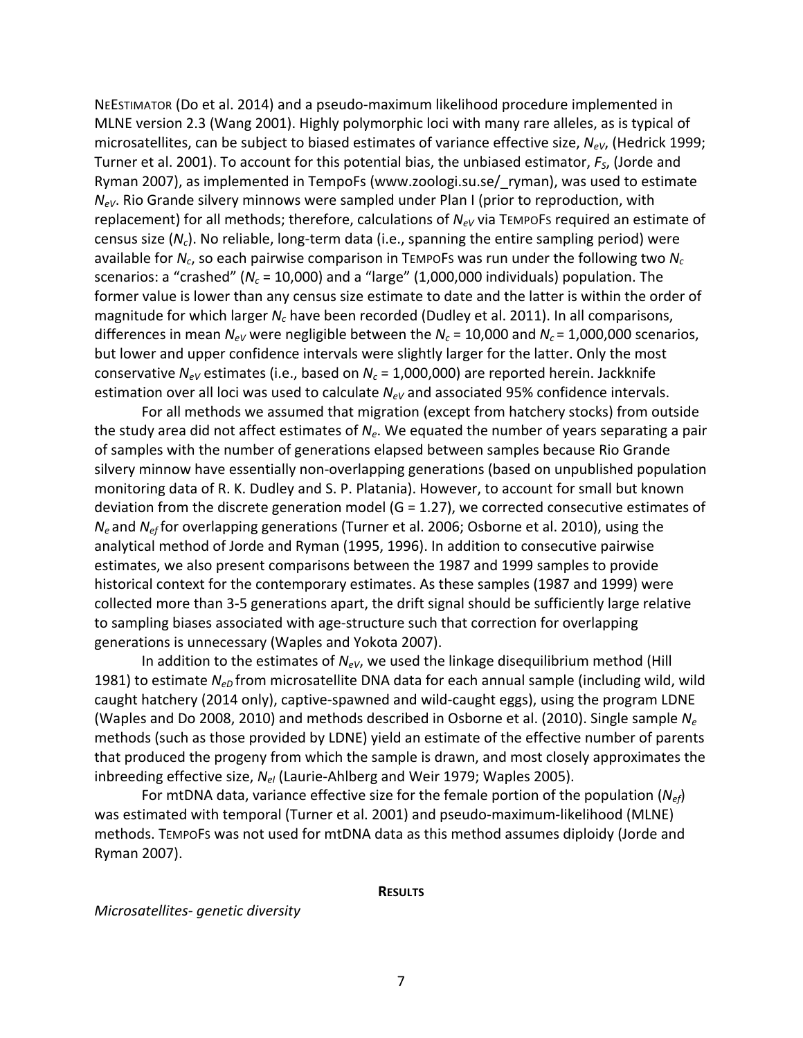NEESTIMATOR (Do et al. 2014) and a pseudo-maximum likelihood procedure implemented in MLNE version 2.3 (Wang 2001). Highly polymorphic loci with many rare alleles, as is typical of microsatellites, can be subject to biased estimates of variance effective size, $N_{eV}$, (Hedrick 1999; Turner et al. 2001). To account for this potential bias, the unbiased estimator, $F_S$, (Jorde and Ryman 2007), as implemented in TempoFs (www.zoologi.su.se/_ryman), was used to estimate $N_{eV}$. Rio Grande silvery minnows were sampled under Plan I (prior to reproduction, with replacement) for all methods; therefore, calculations of $N_{eV}$ via TEMPOFS required an estimate of census size ($N_c$). No reliable, long-term data (i.e., spanning the entire sampling period) were available for $N_c$, so each pairwise comparison in TEMPOFS was run under the following two $N_c$ scenarios: a "crashed" ($N_c$ = 10,000) and a "large" (1,000,000 individuals) population. The former value is lower than any census size estimate to date and the latter is within the order of magnitude for which larger $N_c$ have been recorded (Dudley et al. 2011). In all comparisons, differences in mean $N_{eV}$ were negligible between the $N_c$ = 10,000 and $N_c$ = 1,000,000 scenarios, but lower and upper confidence intervals were slightly larger for the latter. Only the most conservative $N_{eV}$ estimates (i.e., based on $N_c$ = 1,000,000) are reported herein. Jackknife estimation over all loci was used to calculate $N_{eV}$ and associated 95% confidence intervals.

For all methods we assumed that migration (except from hatchery stocks) from outside the study area did not affect estimates of $N_e$. We equated the number of years separating a pair of samples with the number of generations elapsed between samples because Rio Grande silvery minnow have essentially non-overlapping generations (based on unpublished population monitoring data of R. K. Dudley and S. P. Platania). However, to account for small but known deviation from the discrete generation model (G = 1.27), we corrected consecutive estimates of $N_e$ and $N_{ef}$ for overlapping generations (Turner et al. 2006; Osborne et al. 2010), using the analytical method of Jorde and Ryman (1995, 1996). In addition to consecutive pairwise estimates, we also present comparisons between the 1987 and 1999 samples to provide historical context for the contemporary estimates. As these samples (1987 and 1999) were collected more than 3-5 generations apart, the drift signal should be sufficiently large relative to sampling biases associated with age-structure such that correction for overlapping generations is unnecessary (Waples and Yokota 2007).

In addition to the estimates of $N_{eV}$, we used the linkage disequilibrium method (Hill 1981) to estimate $N_{eD}$ from microsatellite DNA data for each annual sample (including wild, wild caught hatchery (2014 only), captive-spawned and wild-caught eggs), using the program LDNE (Waples and Do 2008, 2010) and methods described in Osborne et al. (2010). Single sample $N_e$ methods (such as those provided by LDNE) yield an estimate of the effective number of parents that produced the progeny from which the sample is drawn, and most closely approximates the inbreeding effective size, $N_{eI}$ (Laurie-Ahlberg and Weir 1979; Waples 2005).

For mtDNA data, variance effective size for the female portion of the population ($N_{ef}$) was estimated with temporal (Turner et al. 2001) and pseudo-maximum-likelihood (MLNE) methods. TEMPOFS was not used for mtDNA data as this method assumes diploidy (Jorde and Ryman 2007).

## RESULTS

*Microsatellites- genetic diversity*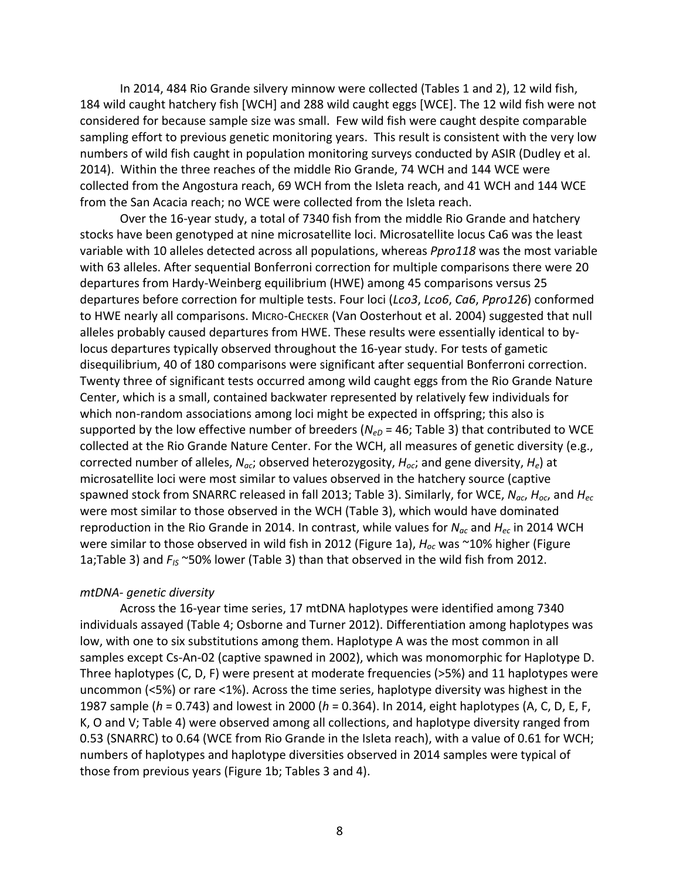In 2014, 484 Rio Grande silvery minnow were collected (Tables 1 and 2), 12 wild fish, 184 wild caught hatchery fish [WCH] and 288 wild caught eggs [WCE]. The 12 wild fish were not considered for because sample size was small. Few wild fish were caught despite comparable sampling effort to previous genetic monitoring years. This result is consistent with the very low numbers of wild fish caught in population monitoring surveys conducted by ASIR (Dudley et al. 2014). Within the three reaches of the middle Rio Grande, 74 WCH and 144 WCE were collected from the Angostura reach, 69 WCH from the Isleta reach, and 41 WCH and 144 WCE from the San Acacia reach; no WCE were collected from the Isleta reach.

Over the 16-year study, a total of 7340 fish from the middle Rio Grande and hatchery stocks have been genotyped at nine microsatellite loci. Microsatellite locus Ca6 was the least variable with 10 alleles detected across all populations, whereas *Ppro118* was the most variable with 63 alleles. After sequential Bonferroni correction for multiple comparisons there were 20 departures from Hardy-Weinberg equilibrium (HWE) among 45 comparisons versus 25 departures before correction for multiple tests. Four loci (*Lco3*, *Lco6*, *Ca6*, *Ppro126*) conformed to HWE nearly all comparisons. MICRO-CHECKER (Van Oosterhout et al. 2004) suggested that null alleles probably caused departures from HWE. These results were essentially identical to by-locus departures typically observed throughout the 16-year study. For tests of gametic disequilibrium, 40 of 180 comparisons were significant after sequential Bonferroni correction. Twenty three of significant tests occurred among wild caught eggs from the Rio Grande Nature Center, which is a small, contained backwater represented by relatively few individuals for which non-random associations among loci might be expected in offspring; this also is supported by the low effective number of breeders ($N_{eD}$ = 46; Table 3) that contributed to WCE collected at the Rio Grande Nature Center. For the WCH, all measures of genetic diversity (e.g., corrected number of alleles, $N_{ac}$; observed heterozygosity, $H_{oc}$; and gene diversity, $H_e$) at microsatellite loci were most similar to values observed in the hatchery source (captive spawned stock from SNARRC released in fall 2013; Table 3). Similarly, for WCE, $N_{ac}$, $H_{oc}$, and $H_{ec}$ were most similar to those observed in the WCH (Table 3), which would have dominated reproduction in the Rio Grande in 2014. In contrast, while values for $N_{ac}$ and $H_{ec}$ in 2014 WCH were similar to those observed in wild fish in 2012 (Figure 1a), $H_{oc}$ was ~10% higher (Figure 1a;Table 3) and $F_{IS}$ ~50% lower (Table 3) than that observed in the wild fish from 2012.

*mtDNA- genetic diversity*

Across the 16-year time series, 17 mtDNA haplotypes were identified among 7340 individuals assayed (Table 4; Osborne and Turner 2012). Differentiation among haplotypes was low, with one to six substitutions among them. Haplotype A was the most common in all samples except Cs-An-02 (captive spawned in 2002), which was monomorphic for Haplotype D. Three haplotypes (C, D, F) were present at moderate frequencies (>5%) and 11 haplotypes were uncommon (<5%) or rare <1%). Across the time series, haplotype diversity was highest in the 1987 sample (*h* = 0.743) and lowest in 2000 (*h* = 0.364). In 2014, eight haplotypes (A, C, D, E, F, K, O and V; Table 4) were observed among all collections, and haplotype diversity ranged from 0.53 (SNARRC) to 0.64 (WCE from Rio Grande in the Isleta reach), with a value of 0.61 for WCH; numbers of haplotypes and haplotype diversities observed in 2014 samples were typical of those from previous years (Figure 1b; Tables 3 and 4).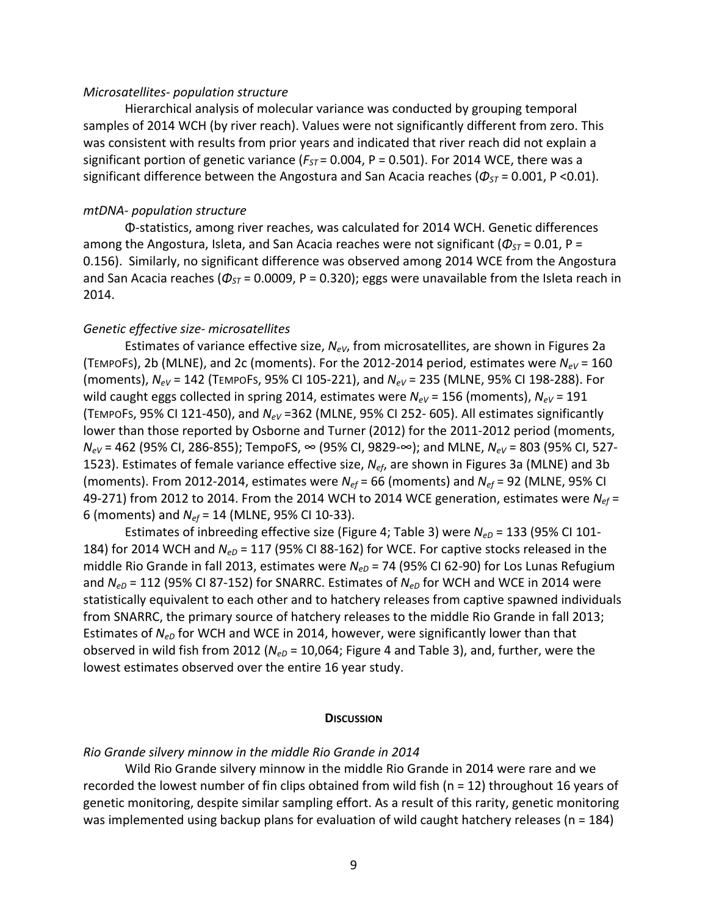*Microsatellites- population structure*

Hierarchical analysis of molecular variance was conducted by grouping temporal samples of 2014 WCH (by river reach). Values were not significantly different from zero. This was consistent with results from prior years and indicated that river reach did not explain a significant portion of genetic variance ($F_{ST}$ = 0.004, P = 0.501). For 2014 WCE, there was a significant difference between the Angostura and San Acacia reaches ($\Phi_{ST}$ = 0.001, P <0.01).

*mtDNA- population structure*

Φ-statistics, among river reaches, was calculated for 2014 WCH. Genetic differences among the Angostura, Isleta, and San Acacia reaches were not significant ($\Phi_{ST}$ = 0.01, P = 0.156). Similarly, no significant difference was observed among 2014 WCE from the Angostura and San Acacia reaches ($\Phi_{ST}$ = 0.0009, P = 0.320); eggs were unavailable from the Isleta reach in 2014.

*Genetic effective size- microsatellites*

Estimates of variance effective size, $N_{eV}$, from microsatellites, are shown in Figures 2a (TEMPOFS), 2b (MLNE), and 2c (moments). For the 2012-2014 period, estimates were $N_{eV}$ = 160 (moments), $N_{eV}$ = 142 (TEMPOFS, 95% CI 105-221), and $N_{eV}$ = 235 (MLNE, 95% CI 198-288). For wild caught eggs collected in spring 2014, estimates were $N_{eV}$ = 156 (moments), $N_{eV}$ = 191 (TEMPOFS, 95% CI 121-450), and $N_{eV}$ =362 (MLNE, 95% CI 252- 605). All estimates significantly lower than those reported by Osborne and Turner (2012) for the 2011-2012 period (moments, $N_{eV}$ = 462 (95% CI, 286-855); TempoFS, ∞ (95% CI, 9829-∞); and MLNE, $N_{eV}$ = 803 (95% CI, 527-1523). Estimates of female variance effective size, $N_{ef}$, are shown in Figures 3a (MLNE) and 3b (moments). From 2012-2014, estimates were $N_{ef}$ = 66 (moments) and $N_{ef}$ = 92 (MLNE, 95% CI 49-271) from 2012 to 2014. From the 2014 WCH to 2014 WCE generation, estimates were $N_{ef}$ = 6 (moments) and $N_{ef}$ = 14 (MLNE, 95% CI 10-33).

Estimates of inbreeding effective size (Figure 4; Table 3) were $N_{eD}$ = 133 (95% CI 101-184) for 2014 WCH and $N_{eD}$ = 117 (95% CI 88-162) for WCE. For captive stocks released in the middle Rio Grande in fall 2013, estimates were $N_{eD}$ = 74 (95% CI 62-90) for Los Lunas Refugium and $N_{eD}$ = 112 (95% CI 87-152) for SNARRC. Estimates of $N_{eD}$ for WCH and WCE in 2014 were statistically equivalent to each other and to hatchery releases from captive spawned individuals from SNARRC, the primary source of hatchery releases to the middle Rio Grande in fall 2013; Estimates of $N_{eD}$ for WCH and WCE in 2014, however, were significantly lower than that observed in wild fish from 2012 ($N_{eD}$ = 10,064; Figure 4 and Table 3), and, further, were the lowest estimates observed over the entire 16 year study.

## DISCUSSION

*Rio Grande silvery minnow in the middle Rio Grande in 2014*

Wild Rio Grande silvery minnow in the middle Rio Grande in 2014 were rare and we recorded the lowest number of fin clips obtained from wild fish (n = 12) throughout 16 years of genetic monitoring, despite similar sampling effort. As a result of this rarity, genetic monitoring was implemented using backup plans for evaluation of wild caught hatchery releases (n = 184)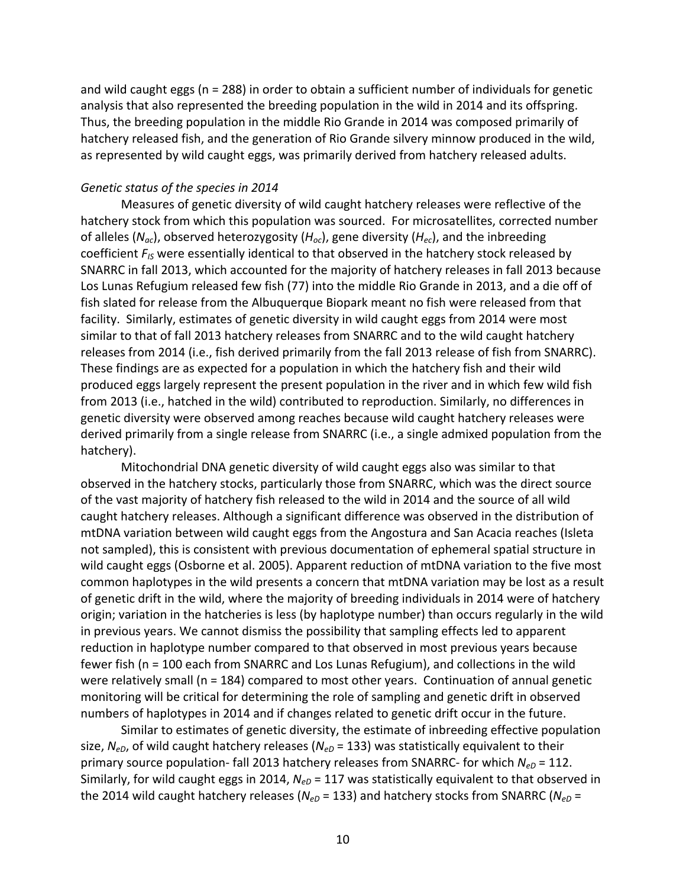and wild caught eggs (n = 288) in order to obtain a sufficient number of individuals for genetic analysis that also represented the breeding population in the wild in 2014 and its offspring. Thus, the breeding population in the middle Rio Grande in 2014 was composed primarily of hatchery released fish, and the generation of Rio Grande silvery minnow produced in the wild, as represented by wild caught eggs, was primarily derived from hatchery released adults.

*Genetic status of the species in 2014*

Measures of genetic diversity of wild caught hatchery releases were reflective of the hatchery stock from which this population was sourced. For microsatellites, corrected number of alleles ($N_{ac}$), observed heterozygosity ($H_{oc}$), gene diversity ($H_{ec}$), and the inbreeding coefficient $F_{IS}$ were essentially identical to that observed in the hatchery stock released by SNARRC in fall 2013, which accounted for the majority of hatchery releases in fall 2013 because Los Lunas Refugium released few fish (77) into the middle Rio Grande in 2013, and a die off of fish slated for release from the Albuquerque Biopark meant no fish were released from that facility. Similarly, estimates of genetic diversity in wild caught eggs from 2014 were most similar to that of fall 2013 hatchery releases from SNARRC and to the wild caught hatchery releases from 2014 (i.e., fish derived primarily from the fall 2013 release of fish from SNARRC). These findings are as expected for a population in which the hatchery fish and their wild produced eggs largely represent the present population in the river and in which few wild fish from 2013 (i.e., hatched in the wild) contributed to reproduction. Similarly, no differences in genetic diversity were observed among reaches because wild caught hatchery releases were derived primarily from a single release from SNARRC (i.e., a single admixed population from the hatchery).

Mitochondrial DNA genetic diversity of wild caught eggs also was similar to that observed in the hatchery stocks, particularly those from SNARRC, which was the direct source of the vast majority of hatchery fish released to the wild in 2014 and the source of all wild caught hatchery releases. Although a significant difference was observed in the distribution of mtDNA variation between wild caught eggs from the Angostura and San Acacia reaches (Isleta not sampled), this is consistent with previous documentation of ephemeral spatial structure in wild caught eggs (Osborne et al. 2005). Apparent reduction of mtDNA variation to the five most common haplotypes in the wild presents a concern that mtDNA variation may be lost as a result of genetic drift in the wild, where the majority of breeding individuals in 2014 were of hatchery origin; variation in the hatcheries is less (by haplotype number) than occurs regularly in the wild in previous years. We cannot dismiss the possibility that sampling effects led to apparent reduction in haplotype number compared to that observed in most previous years because fewer fish (n = 100 each from SNARRC and Los Lunas Refugium), and collections in the wild were relatively small (n = 184) compared to most other years. Continuation of annual genetic monitoring will be critical for determining the role of sampling and genetic drift in observed numbers of haplotypes in 2014 and if changes related to genetic drift occur in the future.

Similar to estimates of genetic diversity, the estimate of inbreeding effective population size, $N_{eD}$, of wild caught hatchery releases ($N_{eD}$ = 133) was statistically equivalent to their primary source population- fall 2013 hatchery releases from SNARRC- for which $N_{eD}$ = 112. Similarly, for wild caught eggs in 2014, $N_{eD}$ = 117 was statistically equivalent to that observed in the 2014 wild caught hatchery releases ($N_{eD}$ = 133) and hatchery stocks from SNARRC ($N_{eD}$ =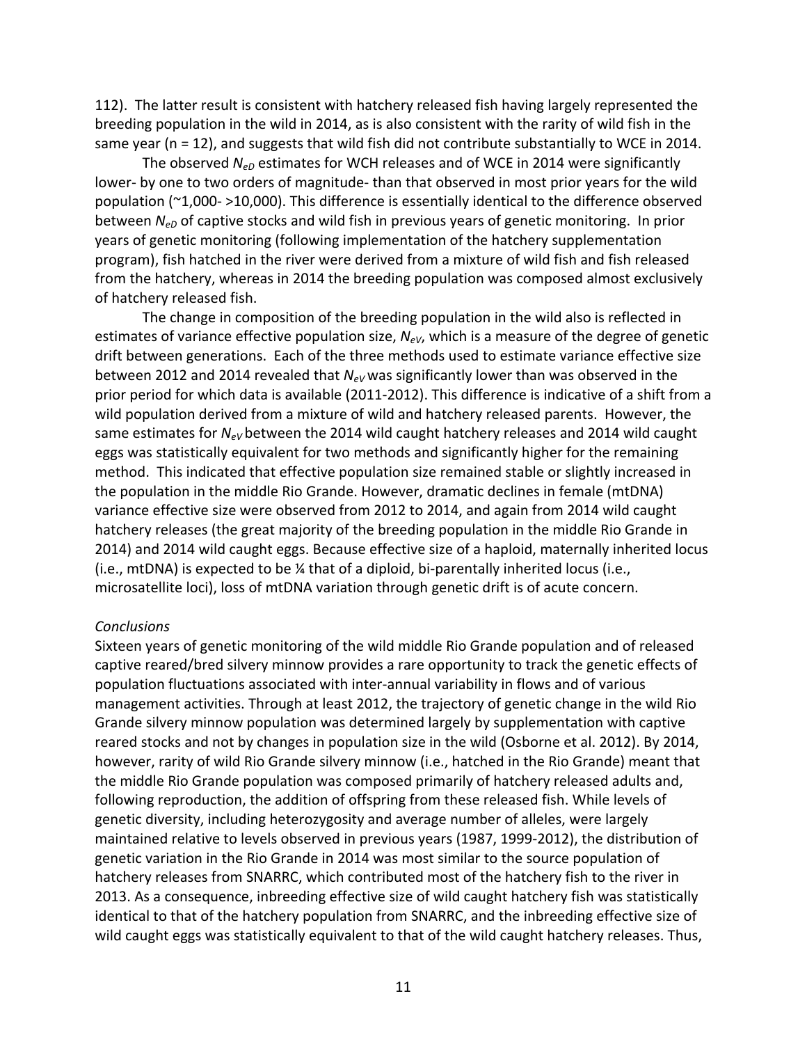112). The latter result is consistent with hatchery released fish having largely represented the breeding population in the wild in 2014, as is also consistent with the rarity of wild fish in the same year (n = 12), and suggests that wild fish did not contribute substantially to WCE in 2014.

The observed $N_{eD}$ estimates for WCH releases and of WCE in 2014 were significantly lower- by one to two orders of magnitude- than that observed in most prior years for the wild population (~1,000- >10,000). This difference is essentially identical to the difference observed between $N_{eD}$ of captive stocks and wild fish in previous years of genetic monitoring. In prior years of genetic monitoring (following implementation of the hatchery supplementation program), fish hatched in the river were derived from a mixture of wild fish and fish released from the hatchery, whereas in 2014 the breeding population was composed almost exclusively of hatchery released fish.

The change in composition of the breeding population in the wild also is reflected in estimates of variance effective population size, $N_{eV}$, which is a measure of the degree of genetic drift between generations. Each of the three methods used to estimate variance effective size between 2012 and 2014 revealed that $N_{eV}$ was significantly lower than was observed in the prior period for which data is available (2011-2012). This difference is indicative of a shift from a wild population derived from a mixture of wild and hatchery released parents. However, the same estimates for $N_{eV}$ between the 2014 wild caught hatchery releases and 2014 wild caught eggs was statistically equivalent for two methods and significantly higher for the remaining method. This indicated that effective population size remained stable or slightly increased in the population in the middle Rio Grande. However, dramatic declines in female (mtDNA) variance effective size were observed from 2012 to 2014, and again from 2014 wild caught hatchery releases (the great majority of the breeding population in the middle Rio Grande in 2014) and 2014 wild caught eggs. Because effective size of a haploid, maternally inherited locus (i.e., mtDNA) is expected to be ¼ that of a diploid, bi-parentally inherited locus (i.e., microsatellite loci), loss of mtDNA variation through genetic drift is of acute concern.

*Conclusions*

Sixteen years of genetic monitoring of the wild middle Rio Grande population and of released captive reared/bred silvery minnow provides a rare opportunity to track the genetic effects of population fluctuations associated with inter-annual variability in flows and of various management activities. Through at least 2012, the trajectory of genetic change in the wild Rio Grande silvery minnow population was determined largely by supplementation with captive reared stocks and not by changes in population size in the wild (Osborne et al. 2012). By 2014, however, rarity of wild Rio Grande silvery minnow (i.e., hatched in the Rio Grande) meant that the middle Rio Grande population was composed primarily of hatchery released adults and, following reproduction, the addition of offspring from these released fish. While levels of genetic diversity, including heterozygosity and average number of alleles, were largely maintained relative to levels observed in previous years (1987, 1999-2012), the distribution of genetic variation in the Rio Grande in 2014 was most similar to the source population of hatchery releases from SNARRC, which contributed most of the hatchery fish to the river in 2013. As a consequence, inbreeding effective size of wild caught hatchery fish was statistically identical to that of the hatchery population from SNARRC, and the inbreeding effective size of wild caught eggs was statistically equivalent to that of the wild caught hatchery releases. Thus,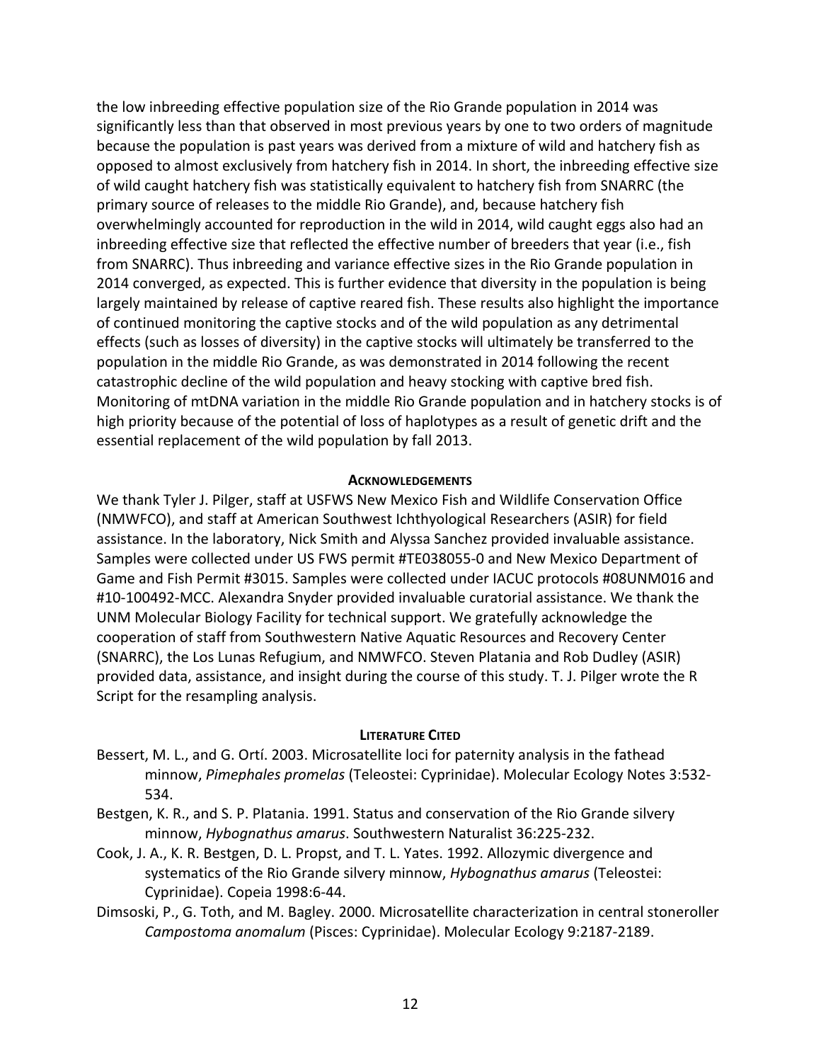the low inbreeding effective population size of the Rio Grande population in 2014 was significantly less than that observed in most previous years by one to two orders of magnitude because the population is past years was derived from a mixture of wild and hatchery fish as opposed to almost exclusively from hatchery fish in 2014. In short, the inbreeding effective size of wild caught hatchery fish was statistically equivalent to hatchery fish from SNARRC (the primary source of releases to the middle Rio Grande), and, because hatchery fish overwhelmingly accounted for reproduction in the wild in 2014, wild caught eggs also had an inbreeding effective size that reflected the effective number of breeders that year (i.e., fish from SNARRC). Thus inbreeding and variance effective sizes in the Rio Grande population in 2014 converged, as expected. This is further evidence that diversity in the population is being largely maintained by release of captive reared fish. These results also highlight the importance of continued monitoring the captive stocks and of the wild population as any detrimental effects (such as losses of diversity) in the captive stocks will ultimately be transferred to the population in the middle Rio Grande, as was demonstrated in 2014 following the recent catastrophic decline of the wild population and heavy stocking with captive bred fish. Monitoring of mtDNA variation in the middle Rio Grande population and in hatchery stocks is of high priority because of the potential of loss of haplotypes as a result of genetic drift and the essential replacement of the wild population by fall 2013.

## Acknowledgements

We thank Tyler J. Pilger, staff at USFWS New Mexico Fish and Wildlife Conservation Office (NMWFCO), and staff at American Southwest Ichthyological Researchers (ASIR) for field assistance. In the laboratory, Nick Smith and Alyssa Sanchez provided invaluable assistance. Samples were collected under US FWS permit #TE038055-0 and New Mexico Department of Game and Fish Permit #3015. Samples were collected under IACUC protocols #08UNM016 and #10-100492-MCC. Alexandra Snyder provided invaluable curatorial assistance. We thank the UNM Molecular Biology Facility for technical support. We gratefully acknowledge the cooperation of staff from Southwestern Native Aquatic Resources and Recovery Center (SNARRC), the Los Lunas Refugium, and NMWFCO. Steven Platania and Rob Dudley (ASIR) provided data, assistance, and insight during the course of this study. T. J. Pilger wrote the R Script for the resampling analysis.

## Literature Cited

Bessert, M. L., and G. Ortí. 2003. Microsatellite loci for paternity analysis in the fathead minnow, *Pimephales promelas* (Teleostei: Cyprinidae). Molecular Ecology Notes 3:532-534.

Bestgen, K. R., and S. P. Platania. 1991. Status and conservation of the Rio Grande silvery minnow, *Hybognathus amarus*. Southwestern Naturalist 36:225-232.

Cook, J. A., K. R. Bestgen, D. L. Propst, and T. L. Yates. 1992. Allozymic divergence and systematics of the Rio Grande silvery minnow, *Hybognathus amarus* (Teleostei: Cyprinidae). Copeia 1998:6-44.

Dimsoski, P., G. Toth, and M. Bagley. 2000. Microsatellite characterization in central stoneroller *Campostoma anomalum* (Pisces: Cyprinidae). Molecular Ecology 9:2187-2189.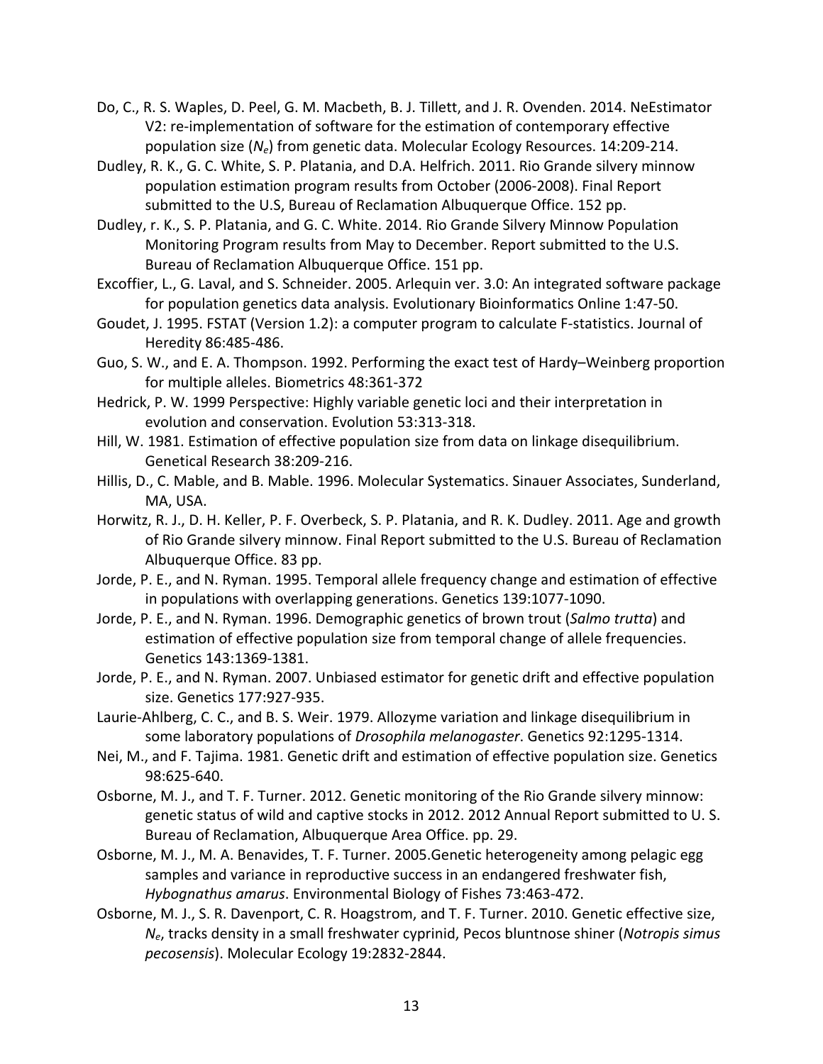Do, C., R. S. Waples, D. Peel, G. M. Macbeth, B. J. Tillett, and J. R. Ovenden. 2014. NeEstimator V2: re-implementation of software for the estimation of contemporary effective population size ($N_e$) from genetic data. Molecular Ecology Resources. 14:209-214.

Dudley, R. K., G. C. White, S. P. Platania, and D.A. Helfrich. 2011. Rio Grande silvery minnow population estimation program results from October (2006-2008). Final Report submitted to the U.S, Bureau of Reclamation Albuquerque Office. 152 pp.

Dudley, r. K., S. P. Platania, and G. C. White. 2014. Rio Grande Silvery Minnow Population Monitoring Program results from May to December. Report submitted to the U.S. Bureau of Reclamation Albuquerque Office. 151 pp.

Excoffier, L., G. Laval, and S. Schneider. 2005. Arlequin ver. 3.0: An integrated software package for population genetics data analysis. Evolutionary Bioinformatics Online 1:47-50.

Goudet, J. 1995. FSTAT (Version 1.2): a computer program to calculate F-statistics. Journal of Heredity 86:485-486.

Guo, S. W., and E. A. Thompson. 1992. Performing the exact test of Hardy–Weinberg proportion for multiple alleles. Biometrics 48:361-372

Hedrick, P. W. 1999 Perspective: Highly variable genetic loci and their interpretation in evolution and conservation. Evolution 53:313-318.

Hill, W. 1981. Estimation of effective population size from data on linkage disequilibrium. Genetical Research 38:209-216.

Hillis, D., C. Mable, and B. Mable. 1996. Molecular Systematics. Sinauer Associates, Sunderland, MA, USA.

Horwitz, R. J., D. H. Keller, P. F. Overbeck, S. P. Platania, and R. K. Dudley. 2011. Age and growth of Rio Grande silvery minnow. Final Report submitted to the U.S. Bureau of Reclamation Albuquerque Office. 83 pp.

Jorde, P. E., and N. Ryman. 1995. Temporal allele frequency change and estimation of effective in populations with overlapping generations. Genetics 139:1077-1090.

Jorde, P. E., and N. Ryman. 1996. Demographic genetics of brown trout (*Salmo trutta*) and estimation of effective population size from temporal change of allele frequencies. Genetics 143:1369-1381.

Jorde, P. E., and N. Ryman. 2007. Unbiased estimator for genetic drift and effective population size. Genetics 177:927-935.

Laurie-Ahlberg, C. C., and B. S. Weir. 1979. Allozyme variation and linkage disequilibrium in some laboratory populations of *Drosophila melanogaster*. Genetics 92:1295-1314.

Nei, M., and F. Tajima. 1981. Genetic drift and estimation of effective population size. Genetics 98:625-640.

Osborne, M. J., and T. F. Turner. 2012. Genetic monitoring of the Rio Grande silvery minnow: genetic status of wild and captive stocks in 2012. 2012 Annual Report submitted to U. S. Bureau of Reclamation, Albuquerque Area Office. pp. 29.

Osborne, M. J., M. A. Benavides, T. F. Turner. 2005.Genetic heterogeneity among pelagic egg samples and variance in reproductive success in an endangered freshwater fish, *Hybognathus amarus*. Environmental Biology of Fishes 73:463-472.

Osborne, M. J., S. R. Davenport, C. R. Hoagstrom, and T. F. Turner. 2010. Genetic effective size, $N_e$, tracks density in a small freshwater cyprinid, Pecos bluntnose shiner (*Notropis simus pecosensis*). Molecular Ecology 19:2832-2844.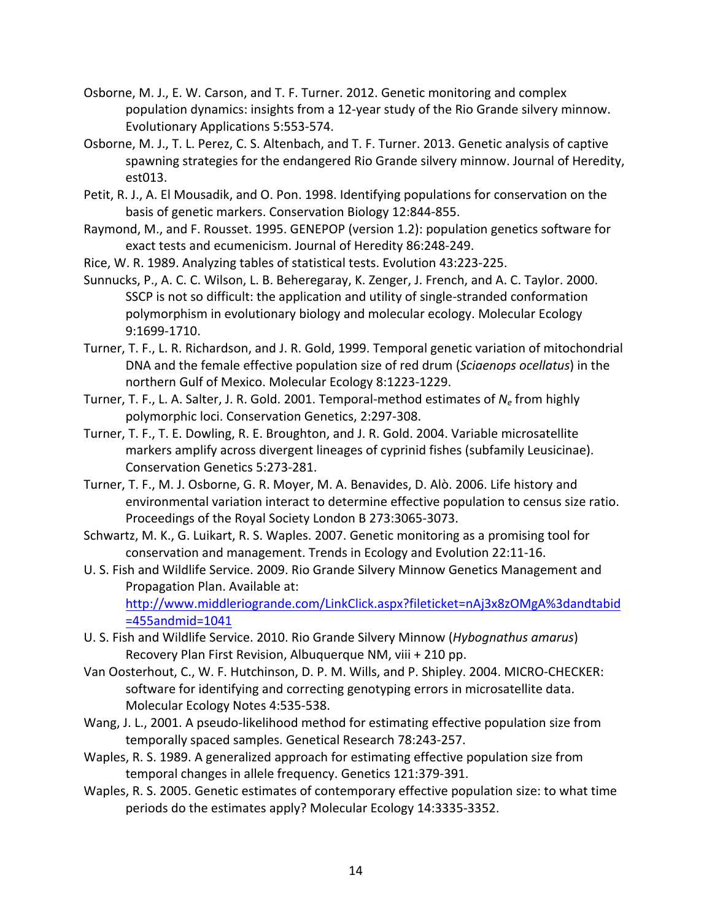Osborne, M. J., E. W. Carson, and T. F. Turner. 2012. Genetic monitoring and complex population dynamics: insights from a 12-year study of the Rio Grande silvery minnow. Evolutionary Applications 5:553-574.

Osborne, M. J., T. L. Perez, C. S. Altenbach, and T. F. Turner. 2013. Genetic analysis of captive spawning strategies for the endangered Rio Grande silvery minnow. Journal of Heredity, est013.

Petit, R. J., A. El Mousadik, and O. Pon. 1998. Identifying populations for conservation on the basis of genetic markers. Conservation Biology 12:844-855.

Raymond, M., and F. Rousset. 1995. GENEPOP (version 1.2): population genetics software for exact tests and ecumenicism. Journal of Heredity 86:248-249.

Rice, W. R. 1989. Analyzing tables of statistical tests. Evolution 43:223-225.

Sunnucks, P., A. C. C. Wilson, L. B. Beheregaray, K. Zenger, J. French, and A. C. Taylor. 2000. SSCP is not so difficult: the application and utility of single-stranded conformation polymorphism in evolutionary biology and molecular ecology. Molecular Ecology 9:1699-1710.

Turner, T. F., L. R. Richardson, and J. R. Gold, 1999. Temporal genetic variation of mitochondrial DNA and the female effective population size of red drum (*Sciaenops ocellatus*) in the northern Gulf of Mexico. Molecular Ecology 8:1223-1229.

Turner, T. F., L. A. Salter, J. R. Gold. 2001. Temporal-method estimates of $N_e$ from highly polymorphic loci. Conservation Genetics, 2:297-308.

Turner, T. F., T. E. Dowling, R. E. Broughton, and J. R. Gold. 2004. Variable microsatellite markers amplify across divergent lineages of cyprinid fishes (subfamily Leusicinae). Conservation Genetics 5:273-281.

Turner, T. F., M. J. Osborne, G. R. Moyer, M. A. Benavides, D. Alò. 2006. Life history and environmental variation interact to determine effective population to census size ratio. Proceedings of the Royal Society London B 273:3065-3073.

Schwartz, M. K., G. Luikart, R. S. Waples. 2007. Genetic monitoring as a promising tool for conservation and management. Trends in Ecology and Evolution 22:11-16.

U. S. Fish and Wildlife Service. 2009. Rio Grande Silvery Minnow Genetics Management and Propagation Plan. Available at: http://www.middleriogrande.com/LinkClick.aspx?fileticket=nAj3x8zOMgA%3dandtabid=455andmid=1041

U. S. Fish and Wildlife Service. 2010. Rio Grande Silvery Minnow (*Hybognathus amarus*) Recovery Plan First Revision, Albuquerque NM, viii + 210 pp.

Van Oosterhout, C., W. F. Hutchinson, D. P. M. Wills, and P. Shipley. 2004. MICRO-CHECKER: software for identifying and correcting genotyping errors in microsatellite data. Molecular Ecology Notes 4:535-538.

Wang, J. L., 2001. A pseudo-likelihood method for estimating effective population size from temporally spaced samples. Genetical Research 78:243-257.

Waples, R. S. 1989. A generalized approach for estimating effective population size from temporal changes in allele frequency. Genetics 121:379-391.

Waples, R. S. 2005. Genetic estimates of contemporary effective population size: to what time periods do the estimates apply? Molecular Ecology 14:3335-3352.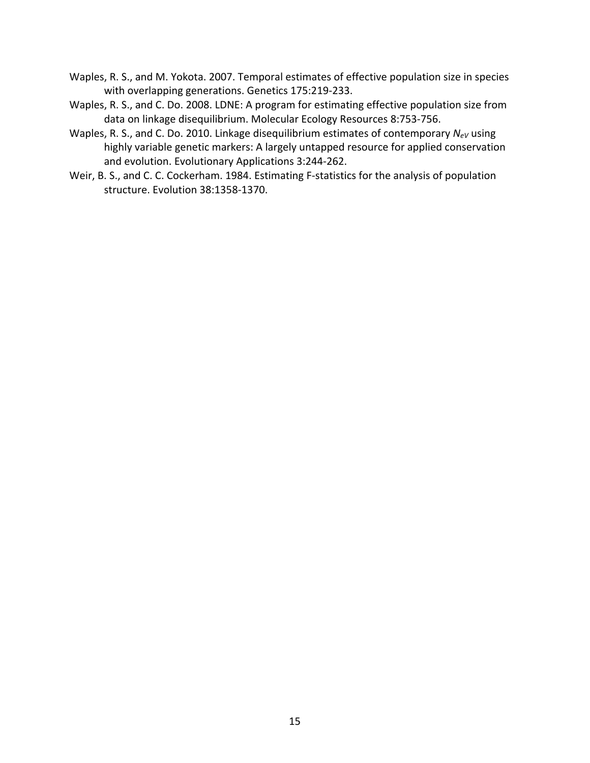Waples, R. S., and M. Yokota. 2007. Temporal estimates of effective population size in species with overlapping generations. Genetics 175:219-233.

Waples, R. S., and C. Do. 2008. LDNE: A program for estimating effective population size from data on linkage disequilibrium. Molecular Ecology Resources 8:753-756.

Waples, R. S., and C. Do. 2010. Linkage disequilibrium estimates of contemporary $N_{eV}$ using highly variable genetic markers: A largely untapped resource for applied conservation and evolution. Evolutionary Applications 3:244-262.

Weir, B. S., and C. C. Cockerham. 1984. Estimating F-statistics for the analysis of population structure. Evolution 38:1358-1370.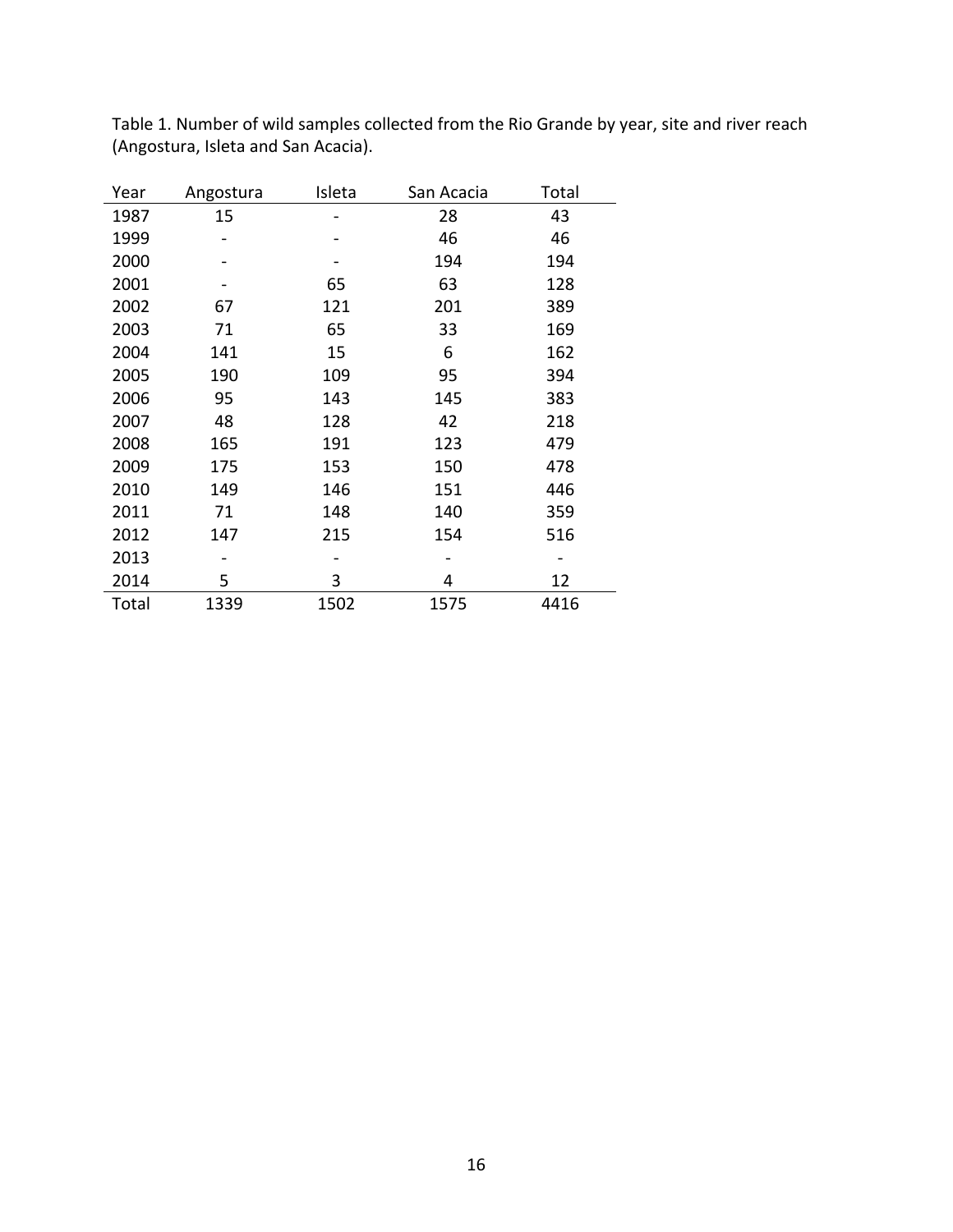Table 1. Number of wild samples collected from the Rio Grande by year, site and river reach (Angostura, Isleta and San Acacia).

| Year | Angostura | Isleta | San Acacia | Total |
|---|---|---|---|---|
| 1987 | 15 | - | 28 | 43 |
| 1999 | - | - | 46 | 46 |
| 2000 | - | - | 194 | 194 |
| 2001 | - | 65 | 63 | 128 |
| 2002 | 67 | 121 | 201 | 389 |
| 2003 | 71 | 65 | 33 | 169 |
| 2004 | 141 | 15 | 6 | 162 |
| 2005 | 190 | 109 | 95 | 394 |
| 2006 | 95 | 143 | 145 | 383 |
| 2007 | 48 | 128 | 42 | 218 |
| 2008 | 165 | 191 | 123 | 479 |
| 2009 | 175 | 153 | 150 | 478 |
| 2010 | 149 | 146 | 151 | 446 |
| 2011 | 71 | 148 | 140 | 359 |
| 2012 | 147 | 215 | 154 | 516 |
| 2013 | - | - | - | - |
| 2014 | 5 | 3 | 4 | 12 |
| Total | 1339 | 1502 | 1575 | 4416 |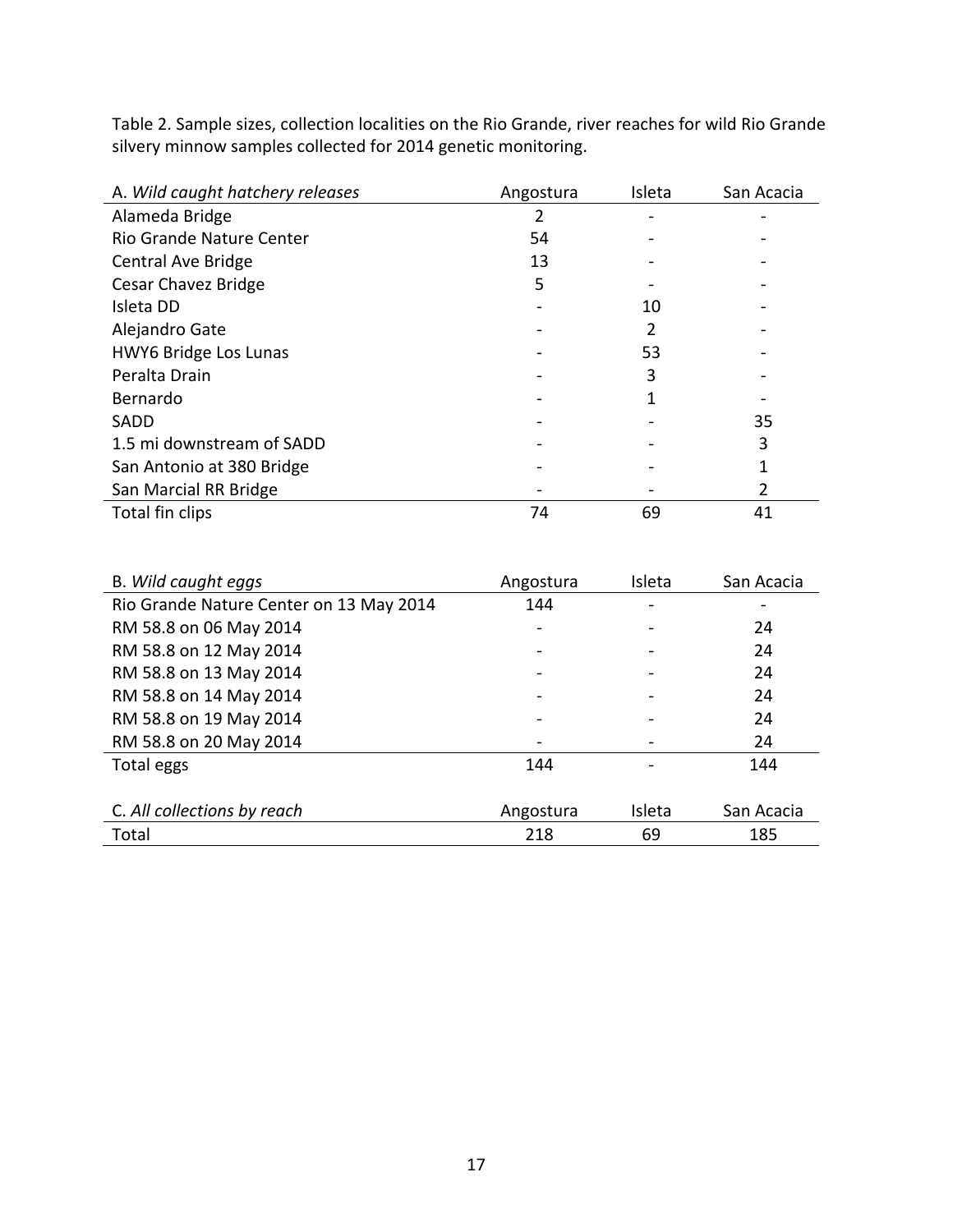Table 2. Sample sizes, collection localities on the Rio Grande, river reaches for wild Rio Grande silvery minnow samples collected for 2014 genetic monitoring.

| A. *Wild caught hatchery releases* | Angostura | Isleta | San Acacia |
|---|---|---|---|
| Alameda Bridge | 2 | - | - |
| Rio Grande Nature Center | 54 | - | - |
| Central Ave Bridge | 13 | - | - |
| Cesar Chavez Bridge | 5 | - | - |
| Isleta DD | - | 10 | - |
| Alejandro Gate | - | 2 | - |
| HWY6 Bridge Los Lunas | - | 53 | - |
| Peralta Drain | - | 3 | - |
| Bernardo | - | 1 | - |
| SADD | - | - | 35 |
| 1.5 mi downstream of SADD | - | - | 3 |
| San Antonio at 380 Bridge | - | - | 1 |
| San Marcial RR Bridge | - | - | 2 |
| Total fin clips | 74 | 69 | 41 |

| B. *Wild caught eggs* | Angostura | Isleta | San Acacia |
|---|---|---|---|
| Rio Grande Nature Center on 13 May 2014 | 144 | - | - |
| RM 58.8 on 06 May 2014 | - | - | 24 |
| RM 58.8 on 12 May 2014 | - | - | 24 |
| RM 58.8 on 13 May 2014 | - | - | 24 |
| RM 58.8 on 14 May 2014 | - | - | 24 |
| RM 58.8 on 19 May 2014 | - | - | 24 |
| RM 58.8 on 20 May 2014 | - | - | 24 |
| Total eggs | 144 | - | 144 |

| C. *All collections by reach* | Angostura | Isleta | San Acacia |
|---|---|---|---|
| Total | 218 | 69 | 185 |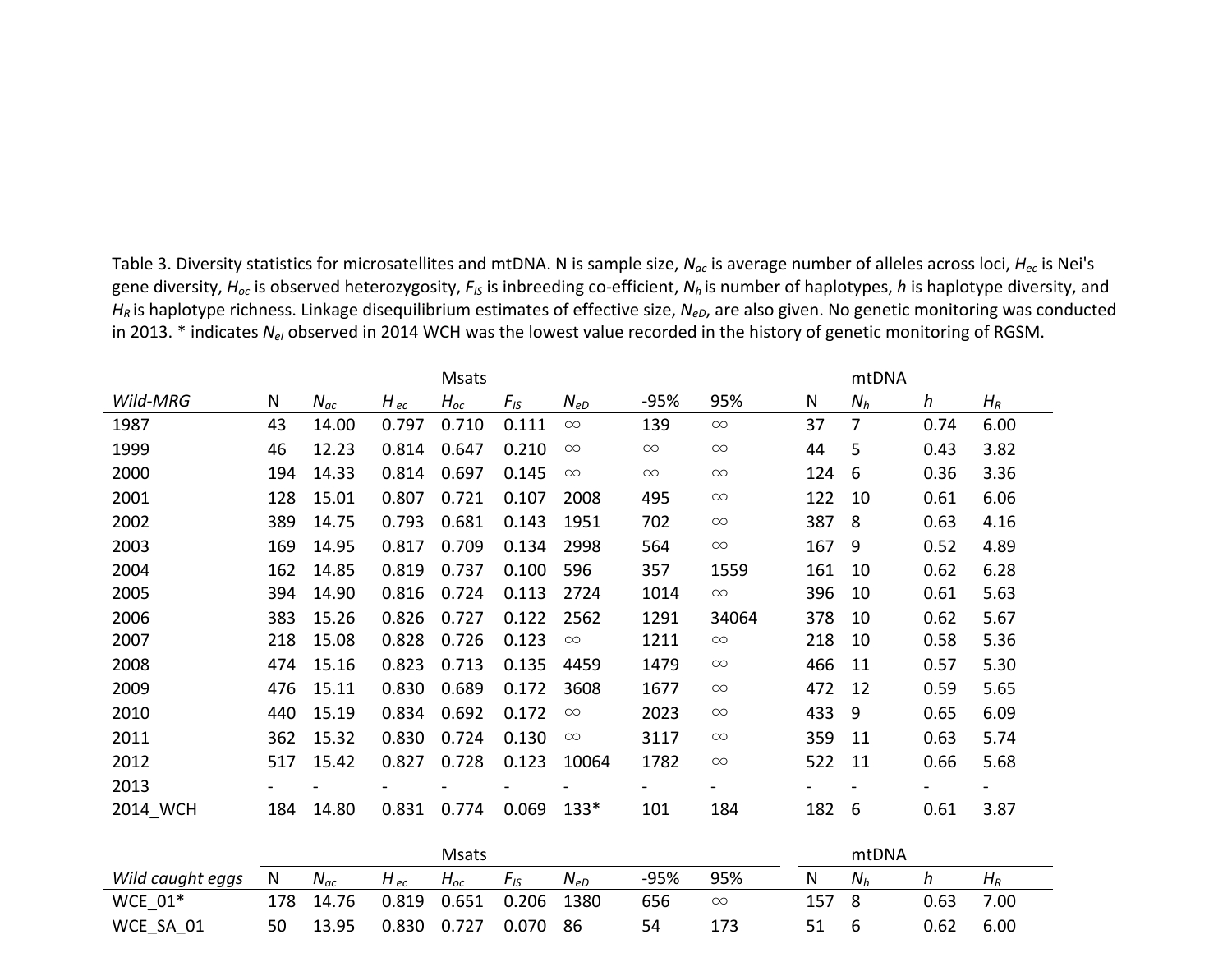Table 3. Diversity statistics for microsatellites and mtDNA. N is sample size, $N_{ac}$ is average number of alleles across loci, $H_{ec}$ is Nei's gene diversity, $H_{oc}$ is observed heterozygosity, $F_{IS}$ is inbreeding co-efficient, $N_h$ is number of haplotypes, $h$ is haplotype diversity, and $H_R$ is haplotype richness. Linkage disequilibrium estimates of effective size, $N_{eD}$, are also given. No genetic monitoring was conducted in 2013. * indicates $N_{eI}$ observed in 2014 WCH was the lowest value recorded in the history of genetic monitoring of RGSM.

| | Msats | | | | | | | | mtDNA | | | |
|---|---|---|---|---|---|---|---|---|---|---|---|---|
| *Wild-MRG* | N | $N_{ac}$ | $H_{ec}$ | $H_{oc}$ | $F_{IS}$ | $N_{eD}$ | -95% | 95% | N | $N_h$ | $h$ | $H_R$ |
| 1987 | 43 | 14.00 | 0.797 | 0.710 | 0.111 | ∞ | 139 | ∞ | 37 | 7 | 0.74 | 6.00 |
| 1999 | 46 | 12.23 | 0.814 | 0.647 | 0.210 | ∞ | ∞ | ∞ | 44 | 5 | 0.43 | 3.82 |
| 2000 | 194 | 14.33 | 0.814 | 0.697 | 0.145 | ∞ | ∞ | ∞ | 124 | 6 | 0.36 | 3.36 |
| 2001 | 128 | 15.01 | 0.807 | 0.721 | 0.107 | 2008 | 495 | ∞ | 122 | 10 | 0.61 | 6.06 |
| 2002 | 389 | 14.75 | 0.793 | 0.681 | 0.143 | 1951 | 702 | ∞ | 387 | 8 | 0.63 | 4.16 |
| 2003 | 169 | 14.95 | 0.817 | 0.709 | 0.134 | 2998 | 564 | ∞ | 167 | 9 | 0.52 | 4.89 |
| 2004 | 162 | 14.85 | 0.819 | 0.737 | 0.100 | 596 | 357 | 1559 | 161 | 10 | 0.62 | 6.28 |
| 2005 | 394 | 14.90 | 0.816 | 0.724 | 0.113 | 2724 | 1014 | ∞ | 396 | 10 | 0.61 | 5.63 |
| 2006 | 383 | 15.26 | 0.826 | 0.727 | 0.122 | 2562 | 1291 | 34064 | 378 | 10 | 0.62 | 5.67 |
| 2007 | 218 | 15.08 | 0.828 | 0.726 | 0.123 | ∞ | 1211 | ∞ | 218 | 10 | 0.58 | 5.36 |
| 2008 | 474 | 15.16 | 0.823 | 0.713 | 0.135 | 4459 | 1479 | ∞ | 466 | 11 | 0.57 | 5.30 |
| 2009 | 476 | 15.11 | 0.830 | 0.689 | 0.172 | 3608 | 1677 | ∞ | 472 | 12 | 0.59 | 5.65 |
| 2010 | 440 | 15.19 | 0.834 | 0.692 | 0.172 | ∞ | 2023 | ∞ | 433 | 9 | 0.65 | 6.09 |
| 2011 | 362 | 15.32 | 0.830 | 0.724 | 0.130 | ∞ | 3117 | ∞ | 359 | 11 | 0.63 | 5.74 |
| 2012 | 517 | 15.42 | 0.827 | 0.728 | 0.123 | 10064 | 1782 | ∞ | 522 | 11 | 0.66 | 5.68 |
| 2013 | - | - | - | - | - | - | - | - | - | - | - | - |
| 2014_WCH | 184 | 14.80 | 0.831 | 0.774 | 0.069 | 133* | 101 | 184 | 182 | 6 | 0.61 | 3.87 |

| | Msats | | | | | | | | mtDNA | | | |
|---|---|---|---|---|---|---|---|---|---|---|---|---|
| *Wild caught eggs* | N | $N_{ac}$ | $H_{ec}$ | $H_{oc}$ | $F_{IS}$ | $N_{eD}$ | -95% | 95% | N | $N_h$ | $h$ | $H_R$ |
| WCE_01* | 178 | 14.76 | 0.819 | 0.651 | 0.206 | 1380 | 656 | ∞ | 157 | 8 | 0.63 | 7.00 |
| WCE_SA_01 | 50 | 13.95 | 0.830 | 0.727 | 0.070 | 86 | 54 | 173 | 51 | 6 | 0.62 | 6.00 |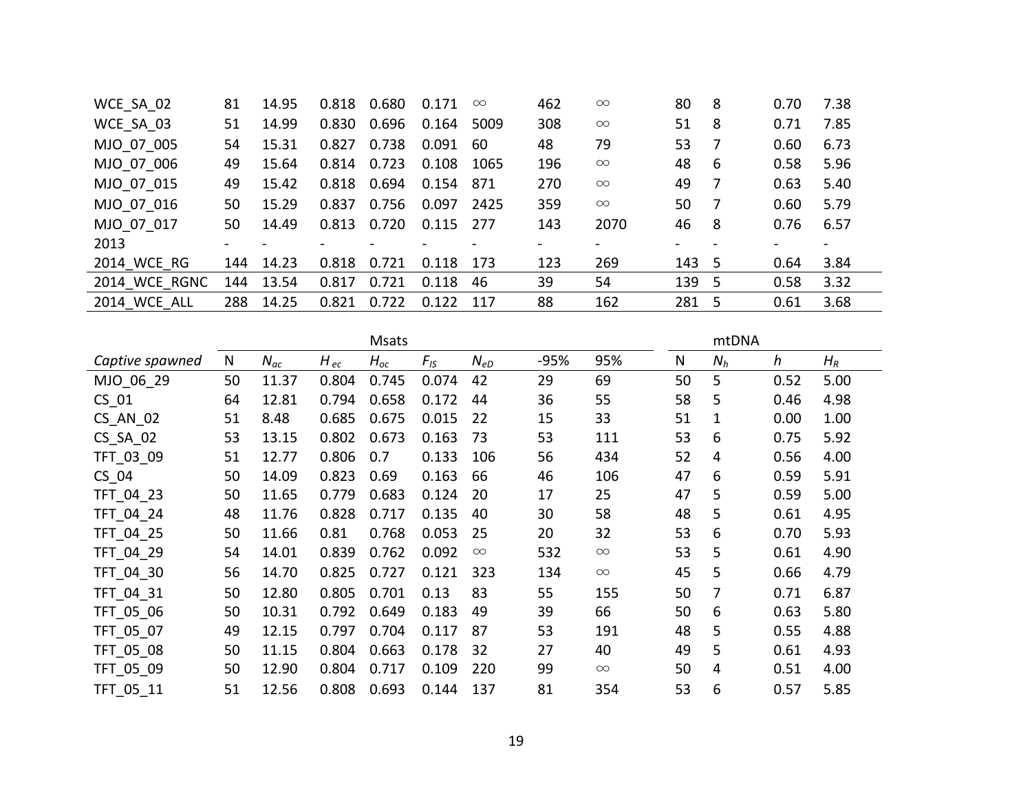| | | | | | | | | | | | | |
|---|---|---|---|---|---|---|---|---|---|---|---|---|
| WCE_SA_02 | 81 | 14.95 | 0.818 | 0.680 | 0.171 | ∞ | 462 | ∞ | 80 | 8 | 0.70 | 7.38 |
| WCE_SA_03 | 51 | 14.99 | 0.830 | 0.696 | 0.164 | 5009 | 308 | ∞ | 51 | 8 | 0.71 | 7.85 |
| MJO_07_005 | 54 | 15.31 | 0.827 | 0.738 | 0.091 | 60 | 48 | 79 | 53 | 7 | 0.60 | 6.73 |
| MJO_07_006 | 49 | 15.64 | 0.814 | 0.723 | 0.108 | 1065 | 196 | ∞ | 48 | 6 | 0.58 | 5.96 |
| MJO_07_015 | 49 | 15.42 | 0.818 | 0.694 | 0.154 | 871 | 270 | ∞ | 49 | 7 | 0.63 | 5.40 |
| MJO_07_016 | 50 | 15.29 | 0.837 | 0.756 | 0.097 | 2425 | 359 | ∞ | 50 | 7 | 0.60 | 5.79 |
| MJO_07_017 | 50 | 14.49 | 0.813 | 0.720 | 0.115 | 277 | 143 | 2070 | 46 | 8 | 0.76 | 6.57 |
| 2013 | - | - | - | - | - | - | - | - | - | - | - | - |
| 2014_WCE_RG | 144 | 14.23 | 0.818 | 0.721 | 0.118 | 173 | 123 | 269 | 143 | 5 | 0.64 | 3.84 |
| 2014_WCE_RGNC | 144 | 13.54 | 0.817 | 0.721 | 0.118 | 46 | 39 | 54 | 139 | 5 | 0.58 | 3.32 |
| 2014_WCE_ALL | 288 | 14.25 | 0.821 | 0.722 | 0.122 | 117 | 88 | 162 | 281 | 5 | 0.61 | 3.68 |

| | Msats | | | | | | | | mtDNA | | | |
|---|---|---|---|---|---|---|---|---|---|---|---|---|
| *Captive spawned* | N | $N_{ac}$ | $H_{ec}$ | $H_{oc}$ | $F_{IS}$ | $N_{eD}$ | -95% | 95% | N | $N_h$ | *h* | $H_R$ |
| MJO_06_29 | 50 | 11.37 | 0.804 | 0.745 | 0.074 | 42 | 29 | 69 | 50 | 5 | 0.52 | 5.00 |
| CS_01 | 64 | 12.81 | 0.794 | 0.658 | 0.172 | 44 | 36 | 55 | 58 | 5 | 0.46 | 4.98 |
| CS_AN_02 | 51 | 8.48 | 0.685 | 0.675 | 0.015 | 22 | 15 | 33 | 51 | 1 | 0.00 | 1.00 |
| CS_SA_02 | 53 | 13.15 | 0.802 | 0.673 | 0.163 | 73 | 53 | 111 | 53 | 6 | 0.75 | 5.92 |
| TFT_03_09 | 51 | 12.77 | 0.806 | 0.7 | 0.133 | 106 | 56 | 434 | 52 | 4 | 0.56 | 4.00 |
| CS_04 | 50 | 14.09 | 0.823 | 0.69 | 0.163 | 66 | 46 | 106 | 47 | 6 | 0.59 | 5.91 |
| TFT_04_23 | 50 | 11.65 | 0.779 | 0.683 | 0.124 | 20 | 17 | 25 | 47 | 5 | 0.59 | 5.00 |
| TFT_04_24 | 48 | 11.76 | 0.828 | 0.717 | 0.135 | 40 | 30 | 58 | 48 | 5 | 0.61 | 4.95 |
| TFT_04_25 | 50 | 11.66 | 0.81 | 0.768 | 0.053 | 25 | 20 | 32 | 53 | 6 | 0.70 | 5.93 |
| TFT_04_29 | 54 | 14.01 | 0.839 | 0.762 | 0.092 | ∞ | 532 | ∞ | 53 | 5 | 0.61 | 4.90 |
| TFT_04_30 | 56 | 14.70 | 0.825 | 0.727 | 0.121 | 323 | 134 | ∞ | 45 | 5 | 0.66 | 4.79 |
| TFT_04_31 | 50 | 12.80 | 0.805 | 0.701 | 0.13 | 83 | 55 | 155 | 50 | 7 | 0.71 | 6.87 |
| TFT_05_06 | 50 | 10.31 | 0.792 | 0.649 | 0.183 | 49 | 39 | 66 | 50 | 6 | 0.63 | 5.80 |
| TFT_05_07 | 49 | 12.15 | 0.797 | 0.704 | 0.117 | 87 | 53 | 191 | 48 | 5 | 0.55 | 4.88 |
| TFT_05_08 | 50 | 11.15 | 0.804 | 0.663 | 0.178 | 32 | 27 | 40 | 49 | 5 | 0.61 | 4.93 |
| TFT_05_09 | 50 | 12.90 | 0.804 | 0.717 | 0.109 | 220 | 99 | ∞ | 50 | 4 | 0.51 | 4.00 |
| TFT_05_11 | 51 | 12.56 | 0.808 | 0.693 | 0.144 | 137 | 81 | 354 | 53 | 6 | 0.57 | 5.85 |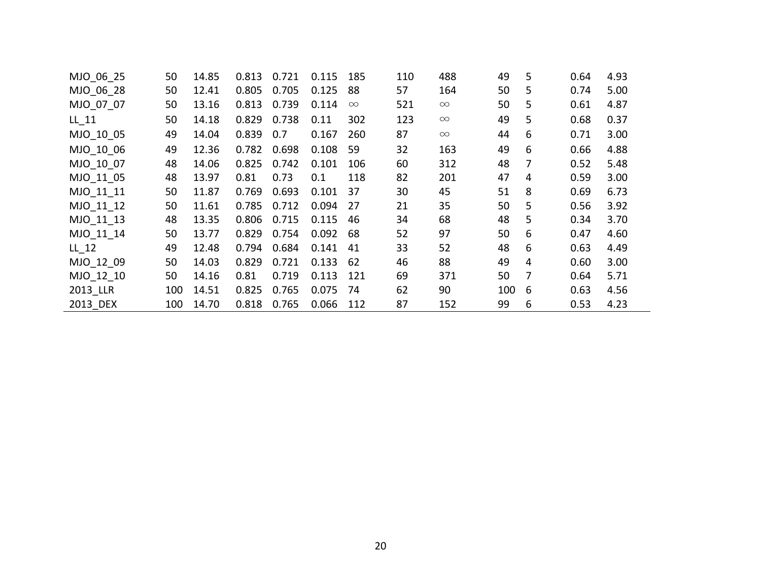| | | | | | | | | | | | | |
|---|---|---|---|---|---|---|---|---|---|---|---|---|
| MJO_06_25 | 50 | 14.85 | 0.813 | 0.721 | 0.115 | 185 | 110 | 488 | 49 | 5 | 0.64 | 4.93 |
| MJO_06_28 | 50 | 12.41 | 0.805 | 0.705 | 0.125 | 88 | 57 | 164 | 50 | 5 | 0.74 | 5.00 |
| MJO_07_07 | 50 | 13.16 | 0.813 | 0.739 | 0.114 | $\infty$ | 521 | $\infty$ | 50 | 5 | 0.61 | 4.87 |
| LL_11 | 50 | 14.18 | 0.829 | 0.738 | 0.11 | 302 | 123 | $\infty$ | 49 | 5 | 0.68 | 0.37 |
| MJO_10_05 | 49 | 14.04 | 0.839 | 0.7 | 0.167 | 260 | 87 | $\infty$ | 44 | 6 | 0.71 | 3.00 |
| MJO_10_06 | 49 | 12.36 | 0.782 | 0.698 | 0.108 | 59 | 32 | 163 | 49 | 6 | 0.66 | 4.88 |
| MJO_10_07 | 48 | 14.06 | 0.825 | 0.742 | 0.101 | 106 | 60 | 312 | 48 | 7 | 0.52 | 5.48 |
| MJO_11_05 | 48 | 13.97 | 0.81 | 0.73 | 0.1 | 118 | 82 | 201 | 47 | 4 | 0.59 | 3.00 |
| MJO_11_11 | 50 | 11.87 | 0.769 | 0.693 | 0.101 | 37 | 30 | 45 | 51 | 8 | 0.69 | 6.73 |
| MJO_11_12 | 50 | 11.61 | 0.785 | 0.712 | 0.094 | 27 | 21 | 35 | 50 | 5 | 0.56 | 3.92 |
| MJO_11_13 | 48 | 13.35 | 0.806 | 0.715 | 0.115 | 46 | 34 | 68 | 48 | 5 | 0.34 | 3.70 |
| MJO_11_14 | 50 | 13.77 | 0.829 | 0.754 | 0.092 | 68 | 52 | 97 | 50 | 6 | 0.47 | 4.60 |
| LL_12 | 49 | 12.48 | 0.794 | 0.684 | 0.141 | 41 | 33 | 52 | 48 | 6 | 0.63 | 4.49 |
| MJO_12_09 | 50 | 14.03 | 0.829 | 0.721 | 0.133 | 62 | 46 | 88 | 49 | 4 | 0.60 | 3.00 |
| MJO_12_10 | 50 | 14.16 | 0.81 | 0.719 | 0.113 | 121 | 69 | 371 | 50 | 7 | 0.64 | 5.71 |
| 2013_LLR | 100 | 14.51 | 0.825 | 0.765 | 0.075 | 74 | 62 | 90 | 100 | 6 | 0.63 | 4.56 |
| 2013_DEX | 100 | 14.70 | 0.818 | 0.765 | 0.066 | 112 | 87 | 152 | 99 | 6 | 0.53 | 4.23 |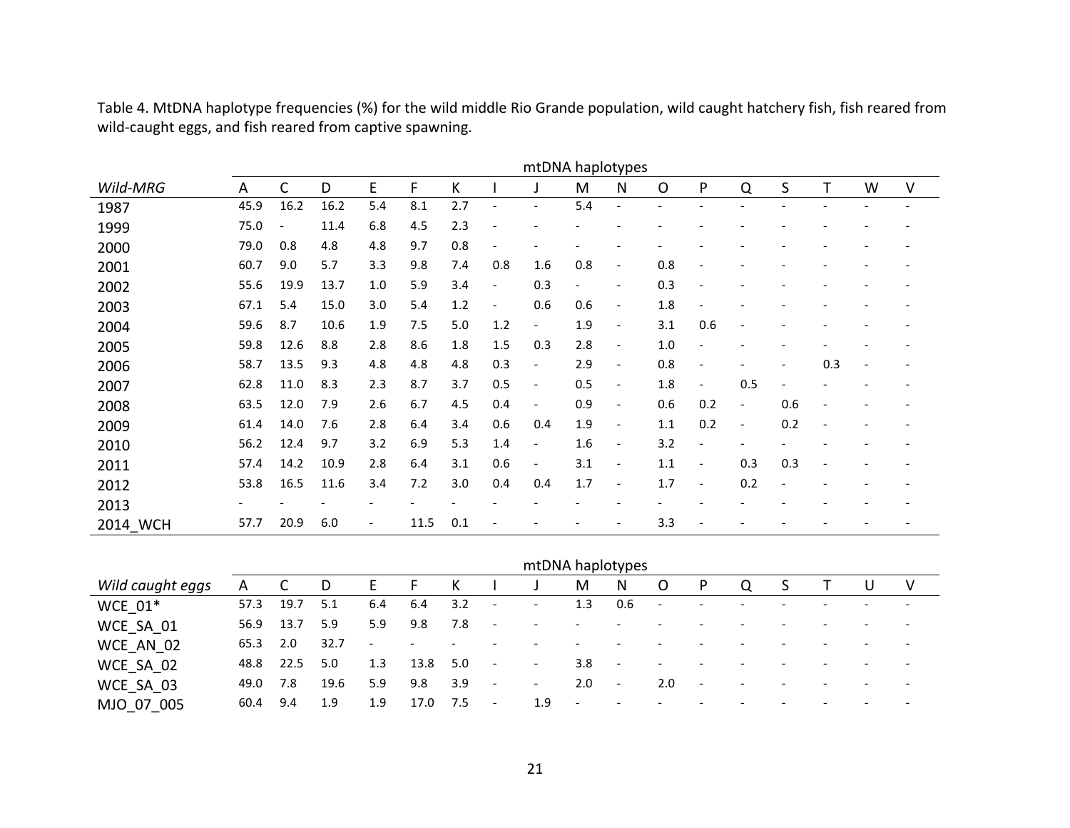Table 4. MtDNA haplotype frequencies (%) for the wild middle Rio Grande population, wild caught hatchery fish, fish reared from wild-caught eggs, and fish reared from captive spawning.

| | mtDNA haplotypes | | | | | | | | | | | | | | | | |
|---|---|---|---|---|---|---|---|---|---|---|---|---|---|---|---|---|---|
| *Wild-MRG* | A | C | D | E | F | K | I | J | M | N | O | P | Q | S | T | W | V |
| 1987 | 45.9 | 16.2 | 16.2 | 5.4 | 8.1 | 2.7 | - | - | 5.4 | - | - | - | - | - | - | - | - |
| 1999 | 75.0 | - | 11.4 | 6.8 | 4.5 | 2.3 | - | - | - | - | - | - | - | - | - | - | - |
| 2000 | 79.0 | 0.8 | 4.8 | 4.8 | 9.7 | 0.8 | - | - | - | - | - | - | - | - | - | - | - |
| 2001 | 60.7 | 9.0 | 5.7 | 3.3 | 9.8 | 7.4 | 0.8 | 1.6 | 0.8 | - | 0.8 | - | - | - | - | - | - |
| 2002 | 55.6 | 19.9 | 13.7 | 1.0 | 5.9 | 3.4 | - | 0.3 | - | - | 0.3 | - | - | - | - | - | - |
| 2003 | 67.1 | 5.4 | 15.0 | 3.0 | 5.4 | 1.2 | - | 0.6 | 0.6 | - | 1.8 | - | - | - | - | - | - |
| 2004 | 59.6 | 8.7 | 10.6 | 1.9 | 7.5 | 5.0 | 1.2 | - | 1.9 | - | 3.1 | 0.6 | - | - | - | - | - |
| 2005 | 59.8 | 12.6 | 8.8 | 2.8 | 8.6 | 1.8 | 1.5 | 0.3 | 2.8 | - | 1.0 | - | - | - | - | - | - |
| 2006 | 58.7 | 13.5 | 9.3 | 4.8 | 4.8 | 4.8 | 0.3 | - | 2.9 | - | 0.8 | - | - | - | 0.3 | - | - |
| 2007 | 62.8 | 11.0 | 8.3 | 2.3 | 8.7 | 3.7 | 0.5 | - | 0.5 | - | 1.8 | - | 0.5 | - | - | - | - |
| 2008 | 63.5 | 12.0 | 7.9 | 2.6 | 6.7 | 4.5 | 0.4 | - | 0.9 | - | 0.6 | 0.2 | - | 0.6 | - | - | - |
| 2009 | 61.4 | 14.0 | 7.6 | 2.8 | 6.4 | 3.4 | 0.6 | 0.4 | 1.9 | - | 1.1 | 0.2 | - | 0.2 | - | - | - |
| 2010 | 56.2 | 12.4 | 9.7 | 3.2 | 6.9 | 5.3 | 1.4 | - | 1.6 | - | 3.2 | - | - | - | - | - | - |
| 2011 | 57.4 | 14.2 | 10.9 | 2.8 | 6.4 | 3.1 | 0.6 | - | 3.1 | - | 1.1 | - | 0.3 | 0.3 | - | - | - |
| 2012 | 53.8 | 16.5 | 11.6 | 3.4 | 7.2 | 3.0 | 0.4 | 0.4 | 1.7 | - | 1.7 | - | 0.2 | - | - | - | - |
| 2013 | - | - | - | - | - | - | - | - | - | - | - | - | - | - | - | - | - |
| 2014_WCH | 57.7 | 20.9 | 6.0 | - | 11.5 | 0.1 | - | - | - | - | 3.3 | - | - | - | - | - | - |

| | mtDNA haplotypes | | | | | | | | | | | | | | | | |
|---|---|---|---|---|---|---|---|---|---|---|---|---|---|---|---|---|---|
| *Wild caught eggs* | A | C | D | E | F | K | I | J | M | N | O | P | Q | S | T | U | V |
| WCE_01* | 57.3 | 19.7 | 5.1 | 6.4 | 6.4 | 3.2 | - | - | 1.3 | 0.6 | - | - | - | - | - | - | - |
| WCE_SA_01 | 56.9 | 13.7 | 5.9 | 5.9 | 9.8 | 7.8 | - | - | - | - | - | - | - | - | - | - | - |
| WCE_AN_02 | 65.3 | 2.0 | 32.7 | - | - | - | - | - | - | - | - | - | - | - | - | - | - |
| WCE_SA_02 | 48.8 | 22.5 | 5.0 | 1.3 | 13.8 | 5.0 | - | - | 3.8 | - | - | - | - | - | - | - | - |
| WCE_SA_03 | 49.0 | 7.8 | 19.6 | 5.9 | 9.8 | 3.9 | - | - | 2.0 | - | 2.0 | - | - | - | - | - | - |
| MJO_07_005 | 60.4 | 9.4 | 1.9 | 1.9 | 17.0 | 7.5 | - | 1.9 | - | - | - | - | - | - | - | - | - |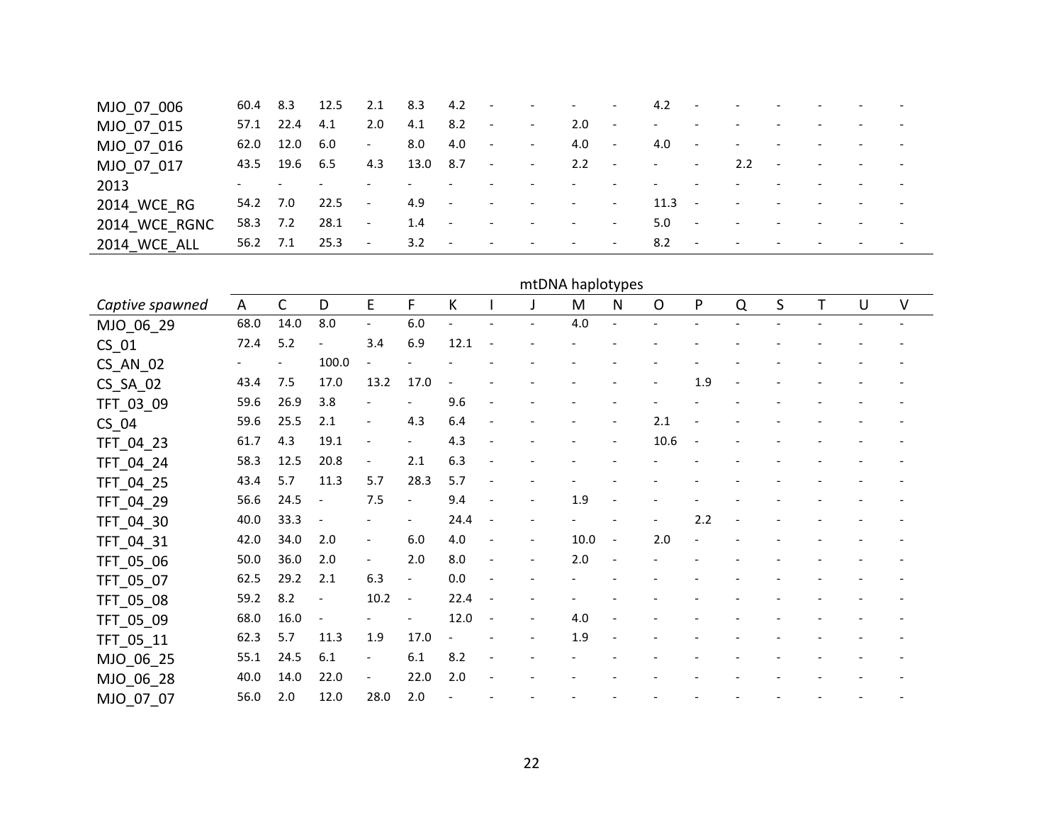| | | | | | | | | | | | | | | | | | |
|---|---|---|---|---|---|---|---|---|---|---|---|---|---|---|---|---|---|
| MJO_07_006 | 60.4 | 8.3 | 12.5 | 2.1 | 8.3 | 4.2 | - | - | - | - | 4.2 | - | - | - | - | - | - |
| MJO_07_015 | 57.1 | 22.4 | 4.1 | 2.0 | 4.1 | 8.2 | - | - | 2.0 | - | - | - | - | - | - | - | - |
| MJO_07_016 | 62.0 | 12.0 | 6.0 | - | 8.0 | 4.0 | - | - | 4.0 | - | 4.0 | - | - | - | - | - | - |
| MJO_07_017 | 43.5 | 19.6 | 6.5 | 4.3 | 13.0 | 8.7 | - | - | 2.2 | - | - | - | 2.2 | - | - | - | - |
| 2013 | - | - | - | - | - | - | - | - | - | - | - | - | - | - | - | - | - |
| 2014_WCE_RG | 54.2 | 7.0 | 22.5 | - | 4.9 | - | - | - | - | - | 11.3 | - | - | - | - | - | - |
| 2014_WCE_RGNC | 58.3 | 7.2 | 28.1 | - | 1.4 | - | - | - | - | - | 5.0 | - | - | - | - | - | - |
| 2014_WCE_ALL | 56.2 | 7.1 | 25.3 | - | 3.2 | - | - | - | - | - | 8.2 | - | - | - | - | - | - |

| | mtDNA haplotypes | | | | | | | | | | | | | | | | |
|---|---|---|---|---|---|---|---|---|---|---|---|---|---|---|---|---|---|
| *Captive spawned* | A | C | D | E | F | K | I | J | M | N | O | P | Q | S | T | U | V |
| MJO_06_29 | 68.0 | 14.0 | 8.0 | - | 6.0 | - | - | - | 4.0 | - | - | - | - | - | - | - | - |
| CS_01 | 72.4 | 5.2 | - | 3.4 | 6.9 | 12.1 | - | - | - | - | - | - | - | - | - | - | - |
| CS_AN_02 | - | - | 100.0 | - | - | - | - | - | - | - | - | - | - | - | - | - | - |
| CS_SA_02 | 43.4 | 7.5 | 17.0 | 13.2 | 17.0 | - | - | - | - | - | - | 1.9 | - | - | - | - | - |
| TFT_03_09 | 59.6 | 26.9 | 3.8 | - | - | 9.6 | - | - | - | - | - | - | - | - | - | - | - |
| CS_04 | 59.6 | 25.5 | 2.1 | - | 4.3 | 6.4 | - | - | - | - | 2.1 | - | - | - | - | - | - |
| TFT_04_23 | 61.7 | 4.3 | 19.1 | - | - | 4.3 | - | - | - | - | 10.6 | - | - | - | - | - | - |
| TFT_04_24 | 58.3 | 12.5 | 20.8 | - | 2.1 | 6.3 | - | - | - | - | - | - | - | - | - | - | - |
| TFT_04_25 | 43.4 | 5.7 | 11.3 | 5.7 | 28.3 | 5.7 | - | - | - | - | - | - | - | - | - | - | - |
| TFT_04_29 | 56.6 | 24.5 | - | 7.5 | - | 9.4 | - | - | 1.9 | - | - | - | - | - | - | - | - |
| TFT_04_30 | 40.0 | 33.3 | - | - | - | 24.4 | - | - | - | - | - | 2.2 | - | - | - | - | - |
| TFT_04_31 | 42.0 | 34.0 | 2.0 | - | 6.0 | 4.0 | - | - | 10.0 | - | 2.0 | - | - | - | - | - | - |
| TFT_05_06 | 50.0 | 36.0 | 2.0 | - | 2.0 | 8.0 | - | - | 2.0 | - | - | - | - | - | - | - | - |
| TFT_05_07 | 62.5 | 29.2 | 2.1 | 6.3 | - | 0.0 | - | - | - | - | - | - | - | - | - | - | - |
| TFT_05_08 | 59.2 | 8.2 | - | 10.2 | - | 22.4 | - | - | - | - | - | - | - | - | - | - | - |
| TFT_05_09 | 68.0 | 16.0 | - | - | - | 12.0 | - | - | 4.0 | - | - | - | - | - | - | - | - |
| TFT_05_11 | 62.3 | 5.7 | 11.3 | 1.9 | 17.0 | - | - | - | 1.9 | - | - | - | - | - | - | - | - |
| MJO_06_25 | 55.1 | 24.5 | 6.1 | - | 6.1 | 8.2 | - | - | - | - | - | - | - | - | - | - | - |
| MJO_06_28 | 40.0 | 14.0 | 22.0 | - | 22.0 | 2.0 | - | - | - | - | - | - | - | - | - | - | - |
| MJO_07_07 | 56.0 | 2.0 | 12.0 | 28.0 | 2.0 | - | - | - | - | - | - | - | - | - | - | - | - |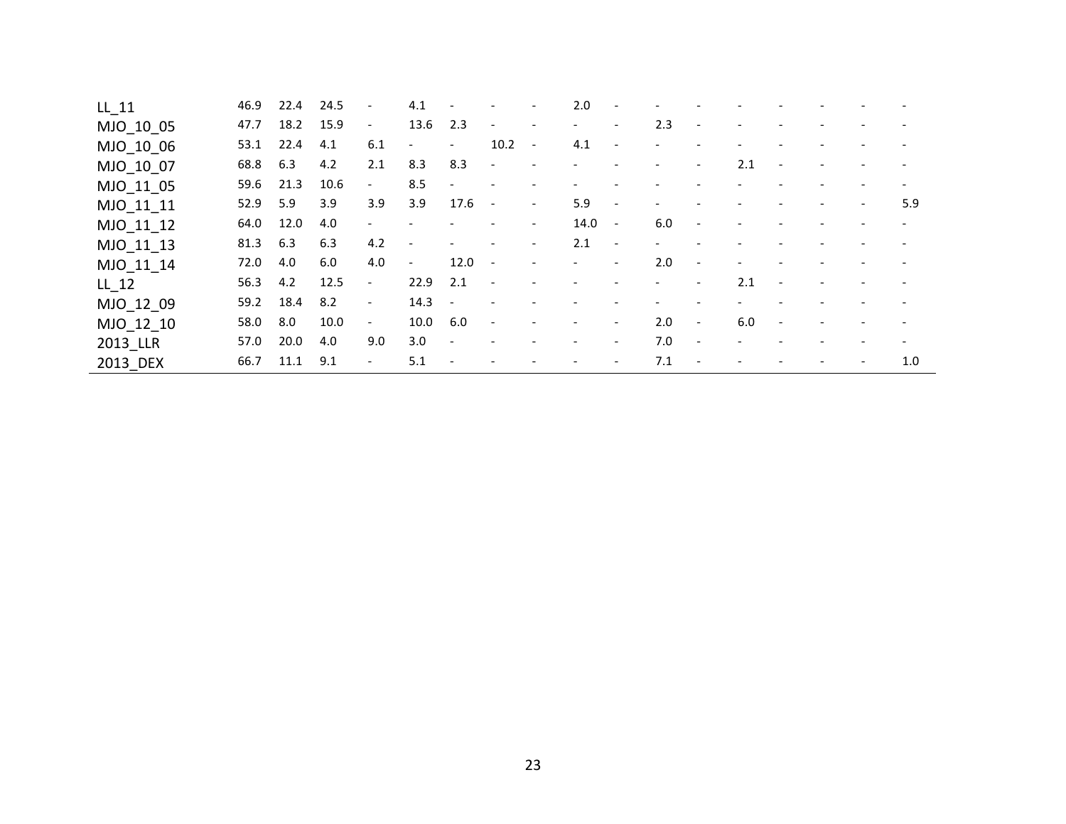| | | | | | | | | | | | | | | | | | |
|---|---|---|---|---|---|---|---|---|---|---|---|---|---|---|---|---|---|
| LL_11 | 46.9 | 22.4 | 24.5 | - | 4.1 | - | - | - | 2.0 | - | - | - | - | - | - | - | - |
| MJO_10_05 | 47.7 | 18.2 | 15.9 | - | 13.6 | 2.3 | - | - | - | - | 2.3 | - | - | - | - | - | - |
| MJO_10_06 | 53.1 | 22.4 | 4.1 | 6.1 | - | - | 10.2 | - | 4.1 | - | - | - | - | - | - | - | - |
| MJO_10_07 | 68.8 | 6.3 | 4.2 | 2.1 | 8.3 | 8.3 | - | - | - | - | - | - | 2.1 | - | - | - | - |
| MJO_11_05 | 59.6 | 21.3 | 10.6 | - | 8.5 | - | - | - | - | - | - | - | - | - | - | - | - |
| MJO_11_11 | 52.9 | 5.9 | 3.9 | 3.9 | 3.9 | 17.6 | - | - | 5.9 | - | - | - | - | - | - | - | 5.9 |
| MJO_11_12 | 64.0 | 12.0 | 4.0 | - | - | - | - | - | 14.0 | - | 6.0 | - | - | - | - | - | - |
| MJO_11_13 | 81.3 | 6.3 | 6.3 | 4.2 | - | - | - | - | 2.1 | - | - | - | - | - | - | - | - |
| MJO_11_14 | 72.0 | 4.0 | 6.0 | 4.0 | - | 12.0 | - | - | - | - | 2.0 | - | - | - | - | - | - |
| LL_12 | 56.3 | 4.2 | 12.5 | - | 22.9 | 2.1 | - | - | - | - | - | - | 2.1 | - | - | - | - |
| MJO_12_09 | 59.2 | 18.4 | 8.2 | - | 14.3 | - | - | - | - | - | - | - | - | - | - | - | - |
| MJO_12_10 | 58.0 | 8.0 | 10.0 | - | 10.0 | 6.0 | - | - | - | - | 2.0 | - | 6.0 | - | - | - | - |
| 2013_LLR | 57.0 | 20.0 | 4.0 | 9.0 | 3.0 | - | - | - | - | - | 7.0 | - | - | - | - | - | - |
| 2013_DEX | 66.7 | 11.1 | 9.1 | - | 5.1 | - | - | - | - | - | 7.1 | - | - | - | - | - | 1.0 |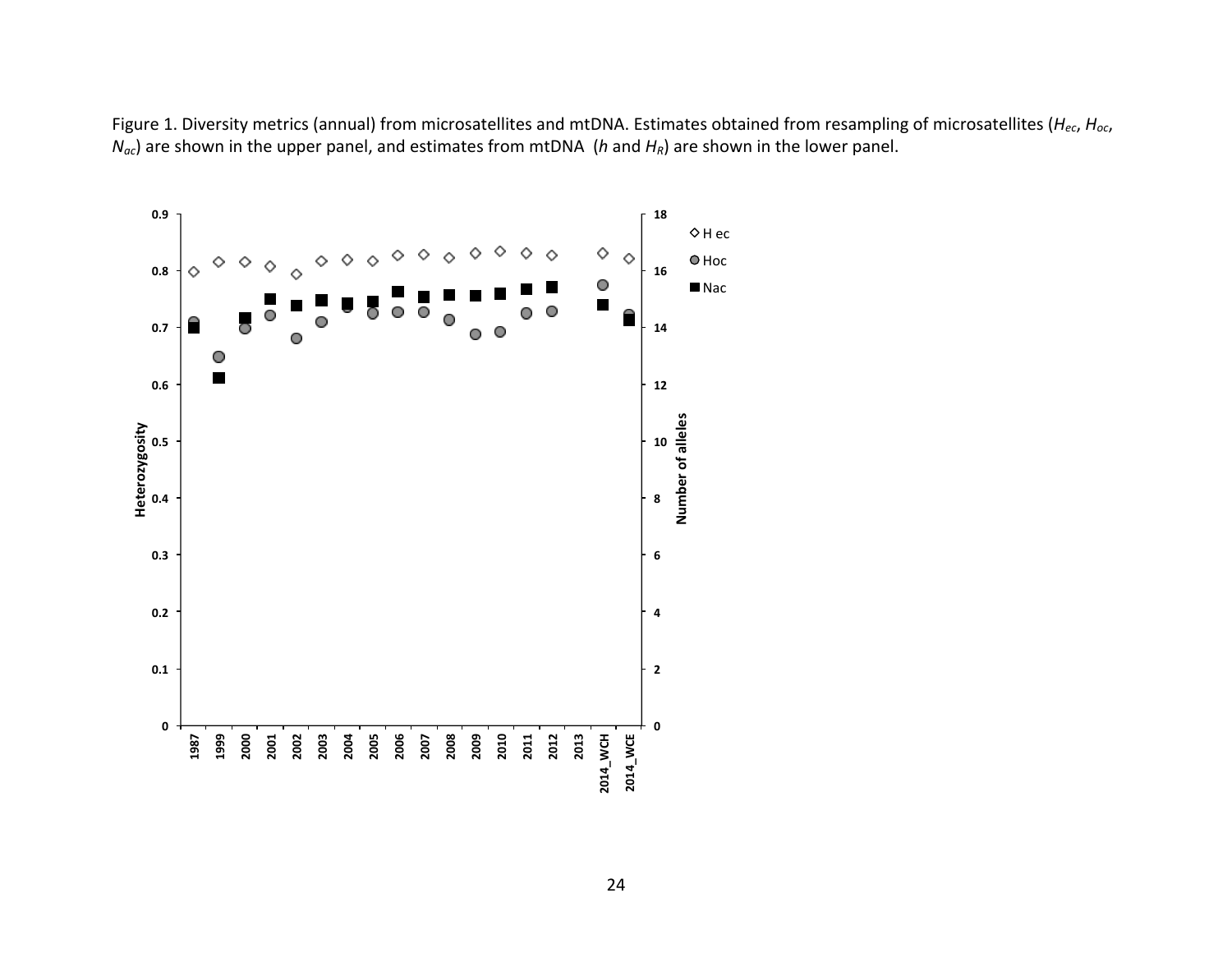Figure 1. Diversity metrics (annual) from microsatellites and mtDNA. Estimates obtained from resampling of microsatellites ($H_{ec}$, $H_{oc}$, $N_{ac}$) are shown in the upper panel, and estimates from mtDNA ($h$ and $H_R$) are shown in the lower panel.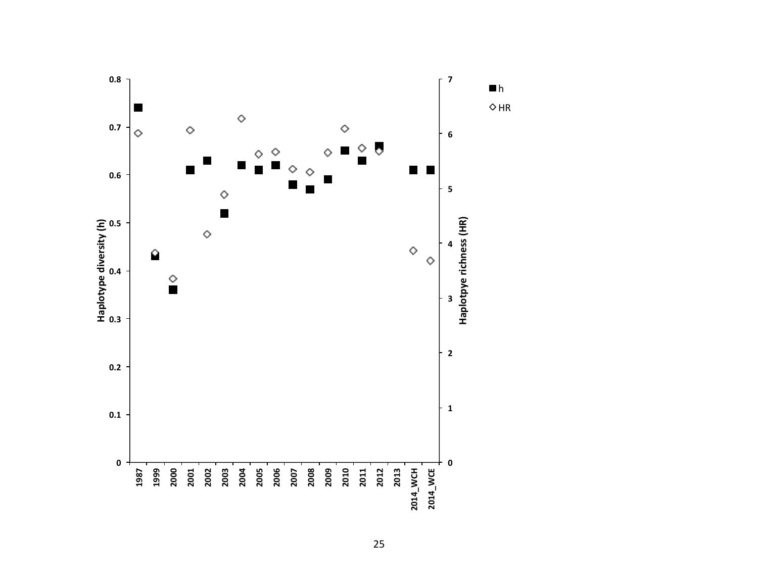■ h

◇ HR

Haplotype diversity (h)

Haplotpye richness (HR)

0.8
0.7
0.6
0.5
0.4
0.3
0.2
0.1
0

7
6
5
4
3
2
1
0

1987 1999 2000 2001 2002 2003 2004 2005 2006 2007 2008 2009 2010 2011 2012 2013 2014_WCH 2014_WCE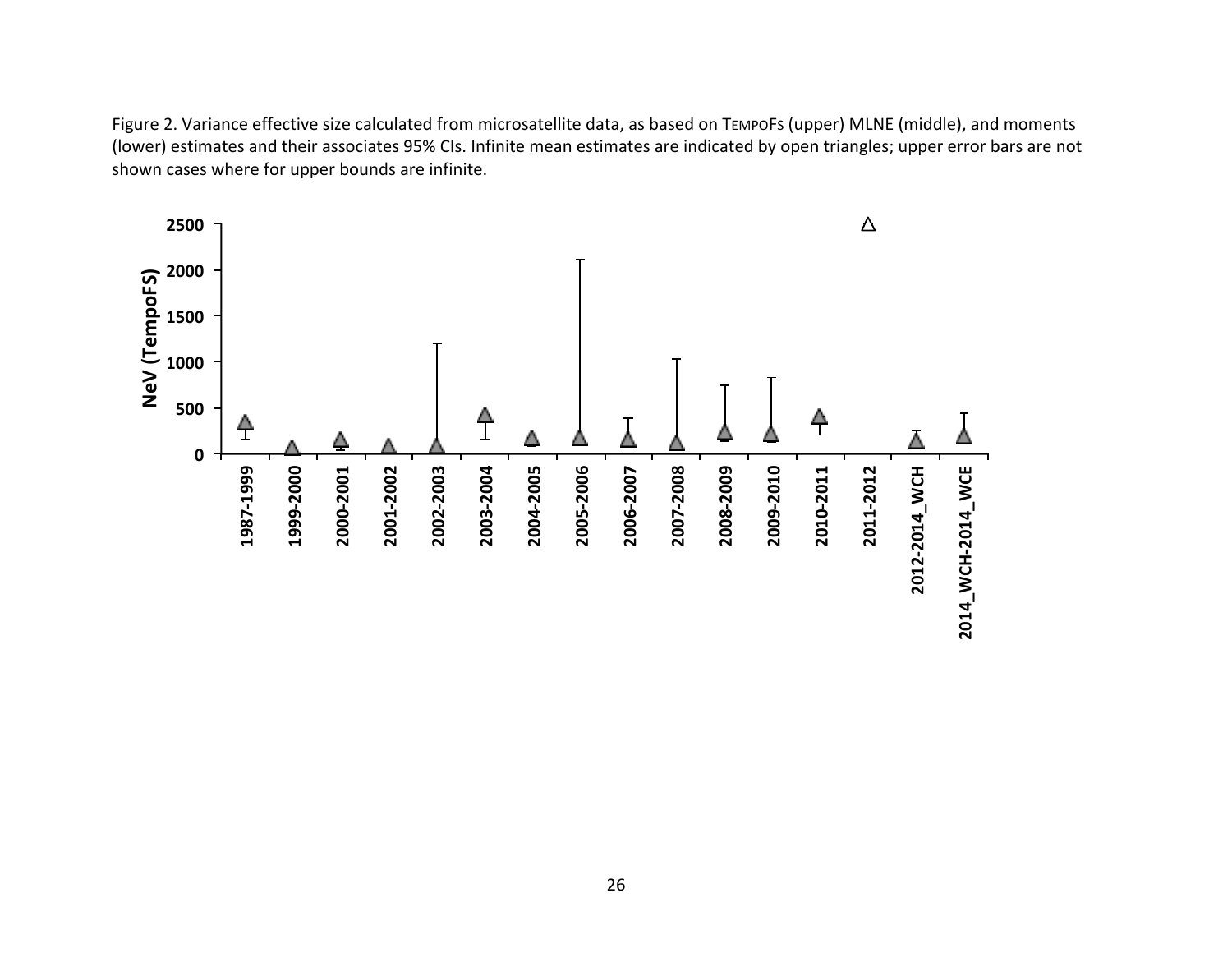Figure 2. Variance effective size calculated from microsatellite data, as based on TEMPOFS (upper) MLNE (middle), and moments (lower) estimates and their associates 95% CIs. Infinite mean estimates are indicated by open triangles; upper error bars are not shown cases where for upper bounds are infinite.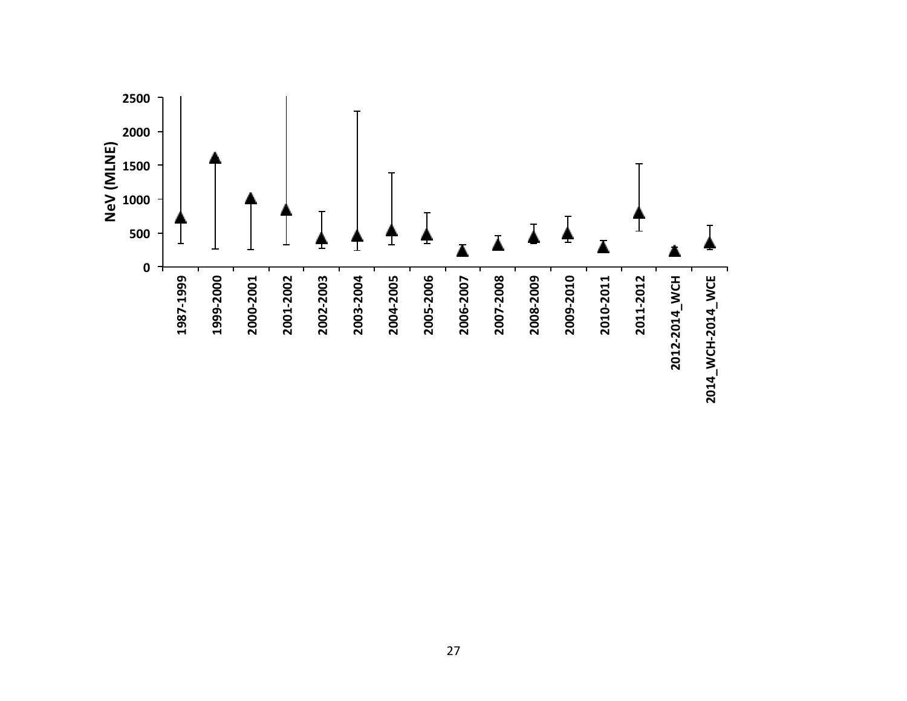NeV (MLNE)

2500
2000
1500
1000
500
0

1987-1999
1999-2000
2000-2001
2001-2002
2002-2003
2003-2004
2004-2005
2005-2006
2006-2007
2007-2008
2008-2009
2009-2010
2010-2011
2011-2012
2012-2014_WCH
2014_WCH-2014_WCE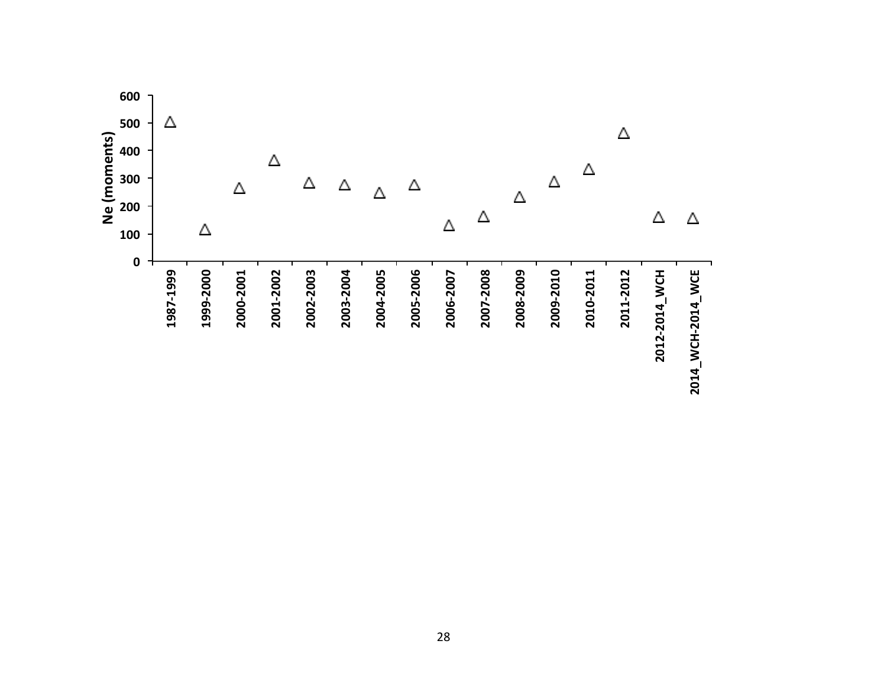Ne (moments)

600
500
400
300
200
100
0

1987-1999
1999-2000
2000-2001
2001-2002
2002-2003
2003-2004
2004-2005
2005-2006
2006-2007
2007-2008
2008-2009
2009-2010
2010-2011
2011-2012
2012-2014_WCH
2014_WCH-2014_WCE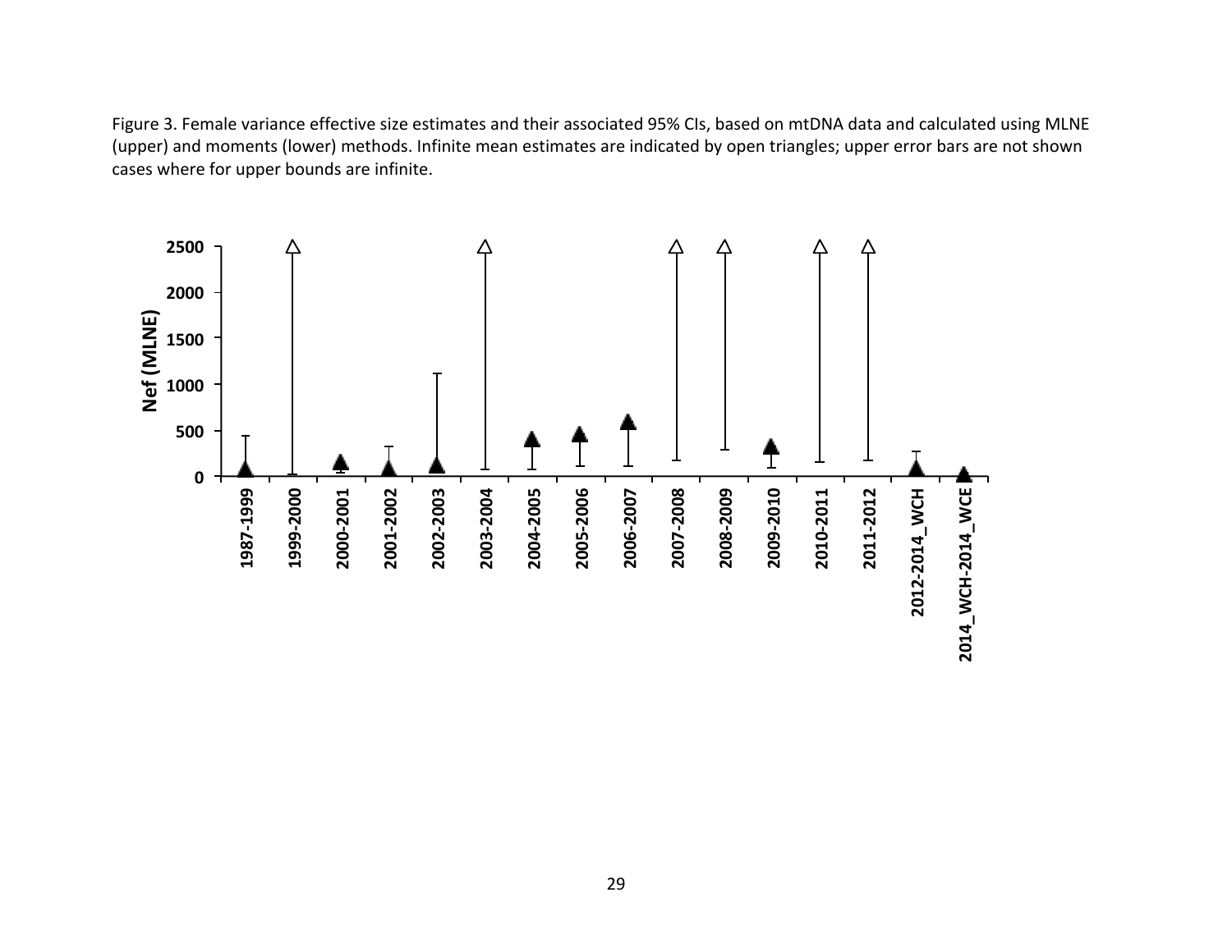Figure 3. Female variance effective size estimates and their associated 95% CIs, based on mtDNA data and calculated using MLNE (upper) and moments (lower) methods. Infinite mean estimates are indicated by open triangles; upper error bars are not shown cases where for upper bounds are infinite.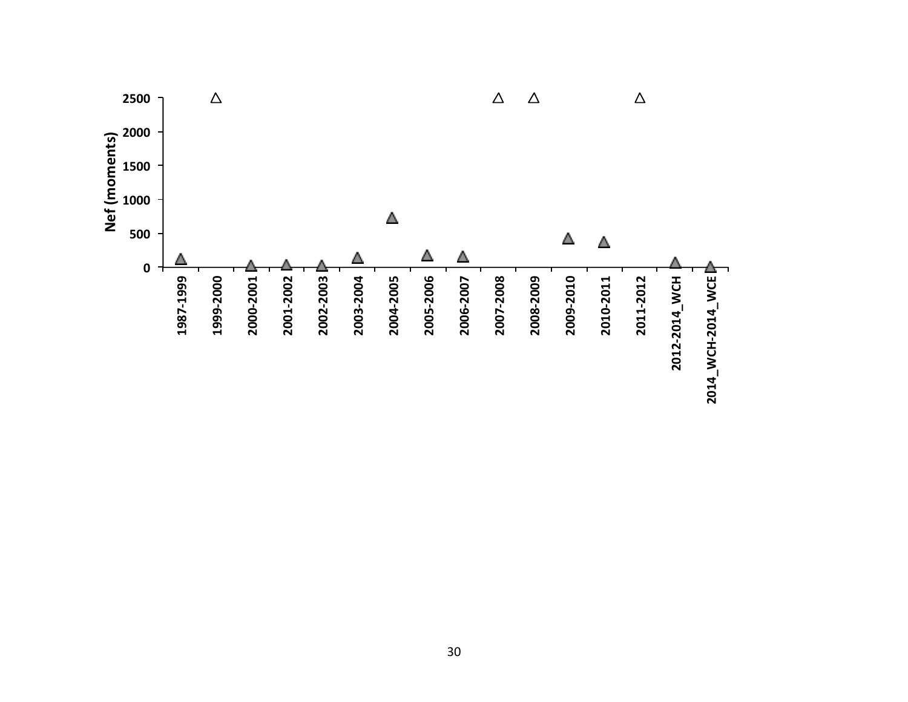Nef (moments)

2500
2000
1500
1000
500
0

1987-1999
1999-2000
2000-2001
2001-2002
2002-2003
2003-2004
2004-2005
2005-2006
2006-2007
2007-2008
2008-2009
2009-2010
2010-2011
2011-2012
2012-2014_WCH
2014_WCH-2014_WCE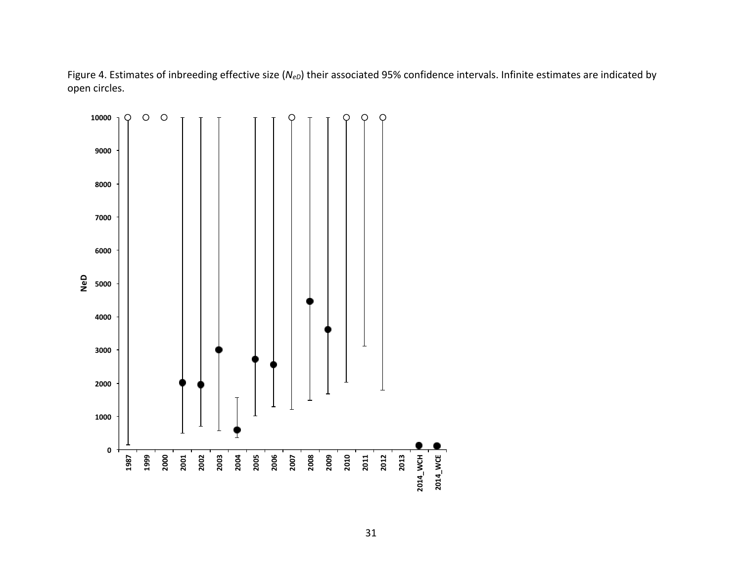Figure 4. Estimates of inbreeding effective size ($N_{eD}$) their associated 95% confidence intervals. Infinite estimates are indicated by open circles.

NeD

10000
9000
8000
7000
6000
5000
4000
3000
2000
1000
0

1987
1999
2000
2001
2002
2003
2004
2005
2006
2007
2008
2009
2010
2011
2012
2013
2014_WCH
2014_WCE